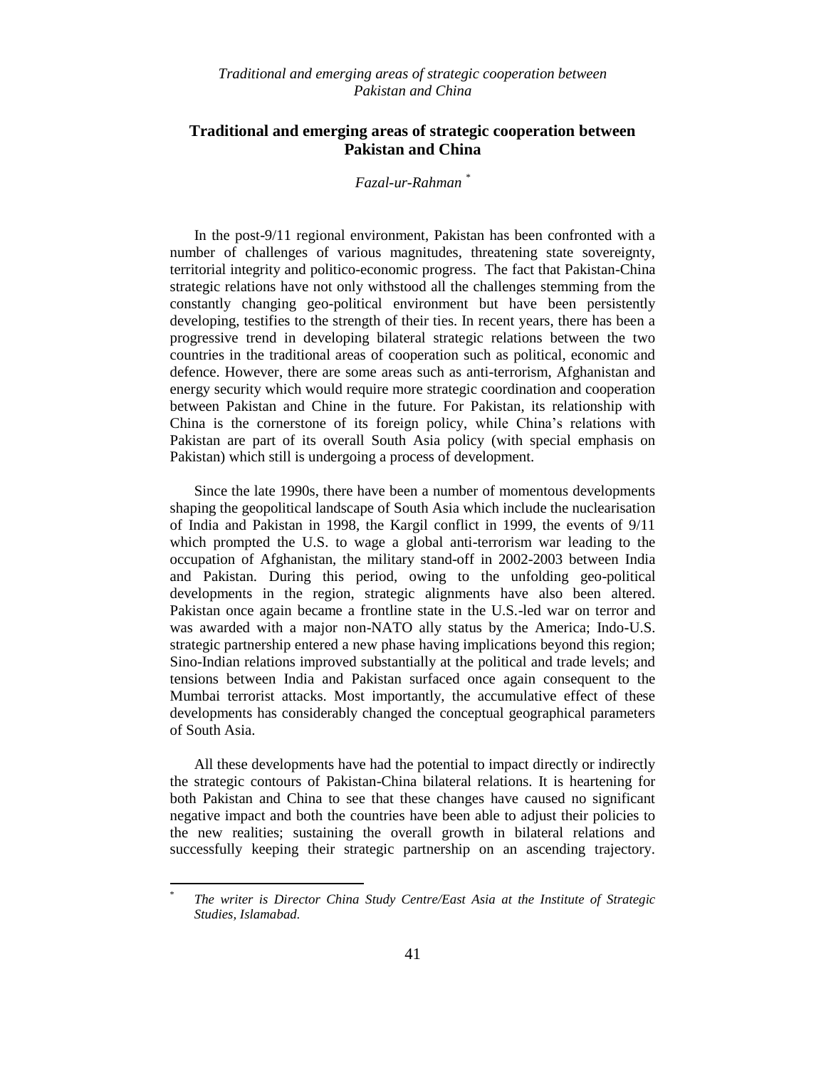# Traditional and emerging areas of strategic cooperation between Pakistan and China

*Fazal-ur-Rahman* [*]

In the post-9/11 regional environment, Pakistan has been confronted with a number of challenges of various magnitudes, threatening state sovereignty, territorial integrity and politico-economic progress. The fact that Pakistan-China strategic relations have not only withstood all the challenges stemming from the constantly changing geo-political environment but have been persistently developing, testifies to the strength of their ties. In recent years, there has been a progressive trend in developing bilateral strategic relations between the two countries in the traditional areas of cooperation such as political, economic and defence. However, there are some areas such as anti-terrorism, Afghanistan and energy security which would require more strategic coordination and cooperation between Pakistan and Chine in the future. For Pakistan, its relationship with China is the cornerstone of its foreign policy, while China's relations with Pakistan are part of its overall South Asia policy (with special emphasis on Pakistan) which still is undergoing a process of development.

Since the late 1990s, there have been a number of momentous developments shaping the geopolitical landscape of South Asia which include the nuclearisation of India and Pakistan in 1998, the Kargil conflict in 1999, the events of 9/11 which prompted the U.S. to wage a global anti-terrorism war leading to the occupation of Afghanistan, the military stand-off in 2002-2003 between India and Pakistan. During this period, owing to the unfolding geo-political developments in the region, strategic alignments have also been altered. Pakistan once again became a frontline state in the U.S.-led war on terror and was awarded with a major non-NATO ally status by the America; Indo-U.S. strategic partnership entered a new phase having implications beyond this region; Sino-Indian relations improved substantially at the political and trade levels; and tensions between India and Pakistan surfaced once again consequent to the Mumbai terrorist attacks. Most importantly, the accumulative effect of these developments has considerably changed the conceptual geographical parameters of South Asia.

All these developments have had the potential to impact directly or indirectly the strategic contours of Pakistan-China bilateral relations. It is heartening for both Pakistan and China to see that these changes have caused no significant negative impact and both the countries have been able to adjust their policies to the new realities; sustaining the overall growth in bilateral relations and successfully keeping their strategic partnership on an ascending trajectory.

---

[*] *The writer is Director China Study Centre/East Asia at the Institute of Strategic Studies, Islamabad.*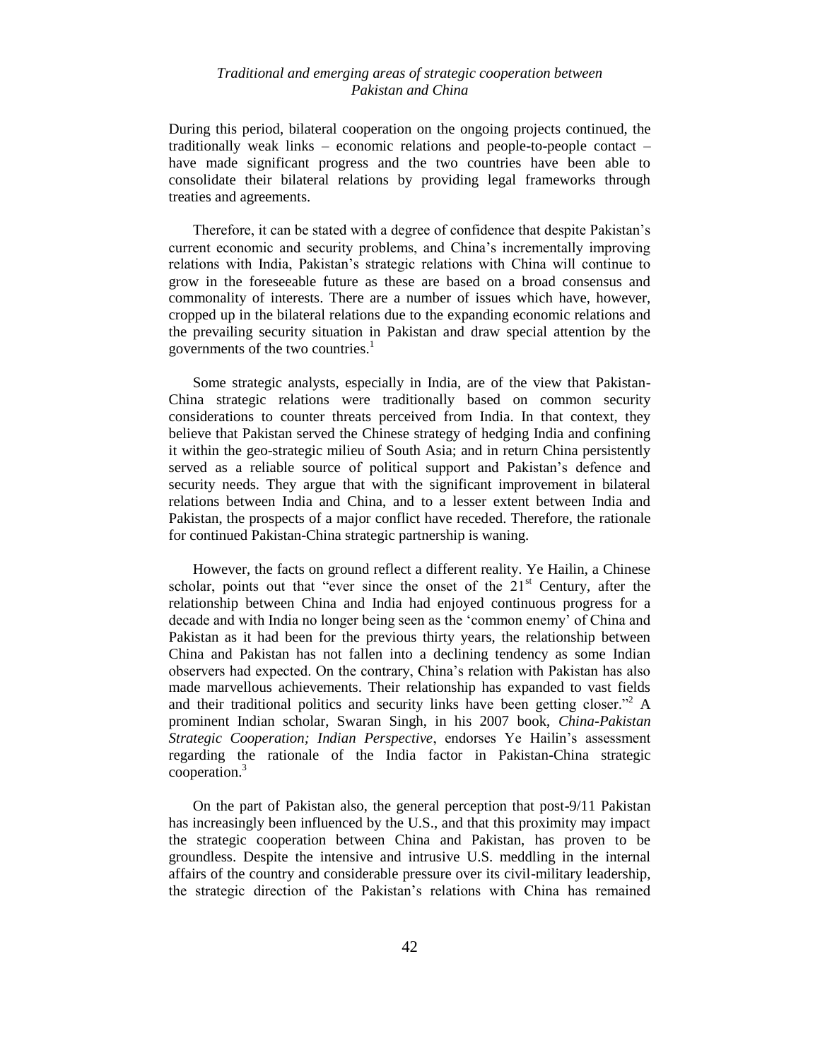During this period, bilateral cooperation on the ongoing projects continued, the traditionally weak links – economic relations and people-to-people contact – have made significant progress and the two countries have been able to consolidate their bilateral relations by providing legal frameworks through treaties and agreements.

Therefore, it can be stated with a degree of confidence that despite Pakistan's current economic and security problems, and China's incrementally improving relations with India, Pakistan's strategic relations with China will continue to grow in the foreseeable future as these are based on a broad consensus and commonality of interests. There are a number of issues which have, however, cropped up in the bilateral relations due to the expanding economic relations and the prevailing security situation in Pakistan and draw special attention by the governments of the two countries.[1]

Some strategic analysts, especially in India, are of the view that Pakistan-China strategic relations were traditionally based on common security considerations to counter threats perceived from India. In that context, they believe that Pakistan served the Chinese strategy of hedging India and confining it within the geo-strategic milieu of South Asia; and in return China persistently served as a reliable source of political support and Pakistan's defence and security needs. They argue that with the significant improvement in bilateral relations between India and China, and to a lesser extent between India and Pakistan, the prospects of a major conflict have receded. Therefore, the rationale for continued Pakistan-China strategic partnership is waning.

However, the facts on ground reflect a different reality. Ye Hailin, a Chinese scholar, points out that "ever since the onset of the 21st Century, after the relationship between China and India had enjoyed continuous progress for a decade and with India no longer being seen as the 'common enemy' of China and Pakistan as it had been for the previous thirty years, the relationship between China and Pakistan has not fallen into a declining tendency as some Indian observers had expected. On the contrary, China's relation with Pakistan has also made marvellous achievements. Their relationship has expanded to vast fields and their traditional politics and security links have been getting closer."[2] A prominent Indian scholar, Swaran Singh, in his 2007 book, *China-Pakistan Strategic Cooperation; Indian Perspective*, endorses Ye Hailin's assessment regarding the rationale of the India factor in Pakistan-China strategic cooperation.[3]

On the part of Pakistan also, the general perception that post-9/11 Pakistan has increasingly been influenced by the U.S., and that this proximity may impact the strategic cooperation between China and Pakistan, has proven to be groundless. Despite the intensive and intrusive U.S. meddling in the internal affairs of the country and considerable pressure over its civil-military leadership, the strategic direction of the Pakistan's relations with China has remained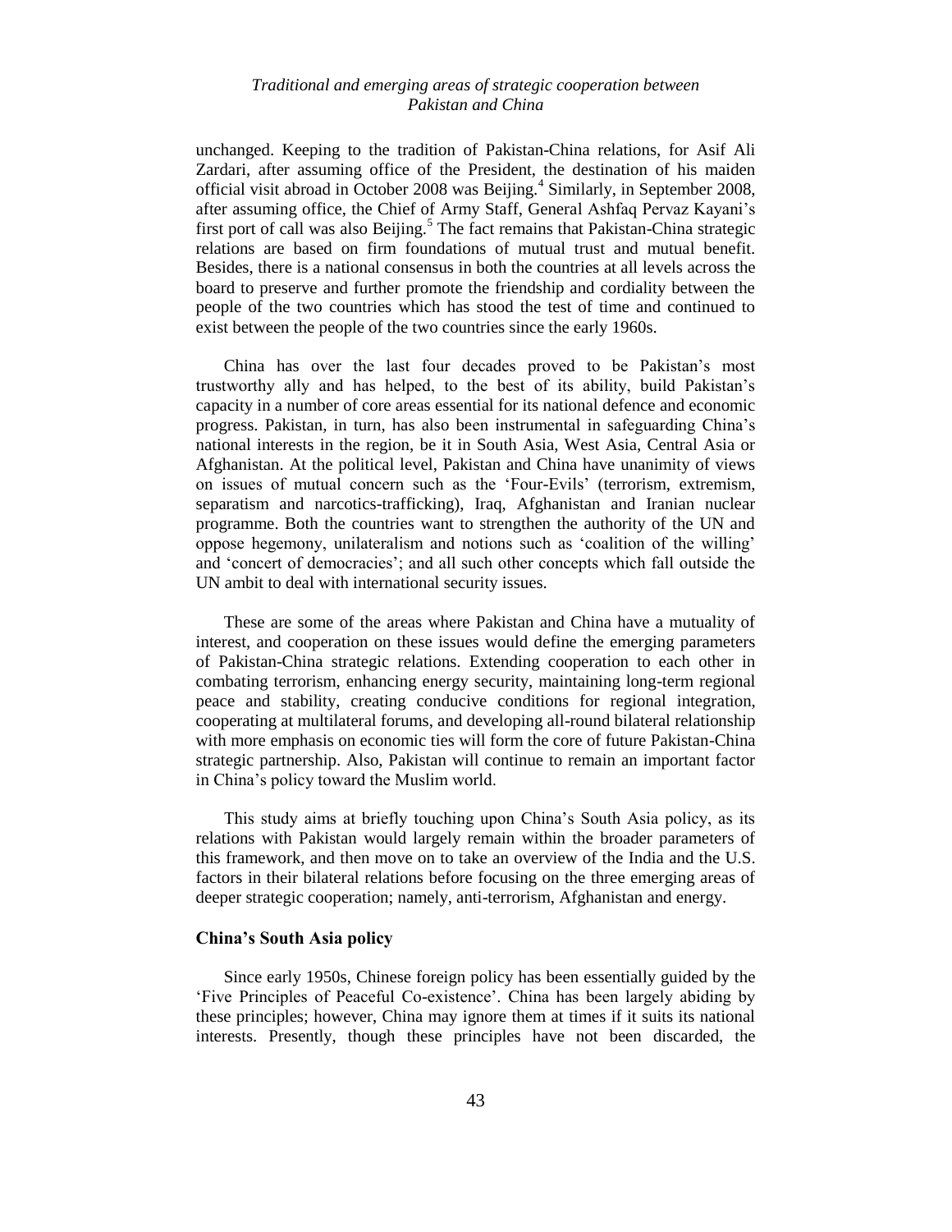unchanged. Keeping to the tradition of Pakistan-China relations, for Asif Ali Zardari, after assuming office of the President, the destination of his maiden official visit abroad in October 2008 was Beijing.[4] Similarly, in September 2008, after assuming office, the Chief of Army Staff, General Ashfaq Pervaz Kayani's first port of call was also Beijing.[5] The fact remains that Pakistan-China strategic relations are based on firm foundations of mutual trust and mutual benefit. Besides, there is a national consensus in both the countries at all levels across the board to preserve and further promote the friendship and cordiality between the people of the two countries which has stood the test of time and continued to exist between the people of the two countries since the early 1960s.

China has over the last four decades proved to be Pakistan's most trustworthy ally and has helped, to the best of its ability, build Pakistan's capacity in a number of core areas essential for its national defence and economic progress. Pakistan, in turn, has also been instrumental in safeguarding China's national interests in the region, be it in South Asia, West Asia, Central Asia or Afghanistan. At the political level, Pakistan and China have unanimity of views on issues of mutual concern such as the 'Four-Evils' (terrorism, extremism, separatism and narcotics-trafficking), Iraq, Afghanistan and Iranian nuclear programme. Both the countries want to strengthen the authority of the UN and oppose hegemony, unilateralism and notions such as 'coalition of the willing' and 'concert of democracies'; and all such other concepts which fall outside the UN ambit to deal with international security issues.

These are some of the areas where Pakistan and China have a mutuality of interest, and cooperation on these issues would define the emerging parameters of Pakistan-China strategic relations. Extending cooperation to each other in combating terrorism, enhancing energy security, maintaining long-term regional peace and stability, creating conducive conditions for regional integration, cooperating at multilateral forums, and developing all-round bilateral relationship with more emphasis on economic ties will form the core of future Pakistan-China strategic partnership. Also, Pakistan will continue to remain an important factor in China's policy toward the Muslim world.

This study aims at briefly touching upon China's South Asia policy, as its relations with Pakistan would largely remain within the broader parameters of this framework, and then move on to take an overview of the India and the U.S. factors in their bilateral relations before focusing on the three emerging areas of deeper strategic cooperation; namely, anti-terrorism, Afghanistan and energy.

## China's South Asia policy

Since early 1950s, Chinese foreign policy has been essentially guided by the 'Five Principles of Peaceful Co-existence'. China has been largely abiding by these principles; however, China may ignore them at times if it suits its national interests. Presently, though these principles have not been discarded, the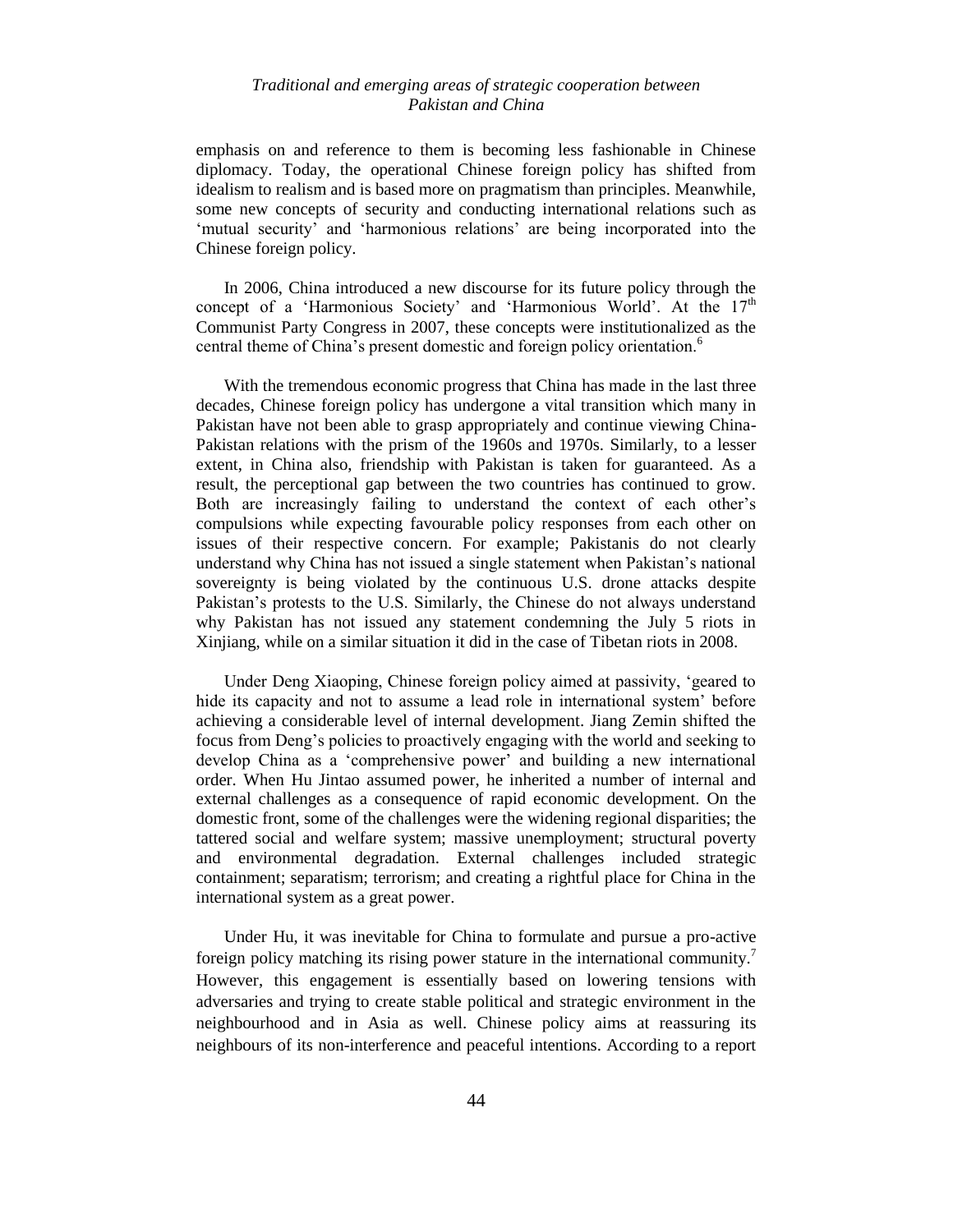emphasis on and reference to them is becoming less fashionable in Chinese diplomacy. Today, the operational Chinese foreign policy has shifted from idealism to realism and is based more on pragmatism than principles. Meanwhile, some new concepts of security and conducting international relations such as 'mutual security' and 'harmonious relations' are being incorporated into the Chinese foreign policy.

In 2006, China introduced a new discourse for its future policy through the concept of a 'Harmonious Society' and 'Harmonious World'. At the 17th Communist Party Congress in 2007, these concepts were institutionalized as the central theme of China's present domestic and foreign policy orientation.[6]

With the tremendous economic progress that China has made in the last three decades, Chinese foreign policy has undergone a vital transition which many in Pakistan have not been able to grasp appropriately and continue viewing China-Pakistan relations with the prism of the 1960s and 1970s. Similarly, to a lesser extent, in China also, friendship with Pakistan is taken for guaranteed. As a result, the perceptional gap between the two countries has continued to grow. Both are increasingly failing to understand the context of each other's compulsions while expecting favourable policy responses from each other on issues of their respective concern. For example; Pakistanis do not clearly understand why China has not issued a single statement when Pakistan's national sovereignty is being violated by the continuous U.S. drone attacks despite Pakistan's protests to the U.S. Similarly, the Chinese do not always understand why Pakistan has not issued any statement condemning the July 5 riots in Xinjiang, while on a similar situation it did in the case of Tibetan riots in 2008.

Under Deng Xiaoping, Chinese foreign policy aimed at passivity, 'geared to hide its capacity and not to assume a lead role in international system' before achieving a considerable level of internal development. Jiang Zemin shifted the focus from Deng's policies to proactively engaging with the world and seeking to develop China as a 'comprehensive power' and building a new international order. When Hu Jintao assumed power, he inherited a number of internal and external challenges as a consequence of rapid economic development. On the domestic front, some of the challenges were the widening regional disparities; the tattered social and welfare system; massive unemployment; structural poverty and environmental degradation. External challenges included strategic containment; separatism; terrorism; and creating a rightful place for China in the international system as a great power.

Under Hu, it was inevitable for China to formulate and pursue a pro-active foreign policy matching its rising power stature in the international community.[7] However, this engagement is essentially based on lowering tensions with adversaries and trying to create stable political and strategic environment in the neighbourhood and in Asia as well. Chinese policy aims at reassuring its neighbours of its non-interference and peaceful intentions. According to a report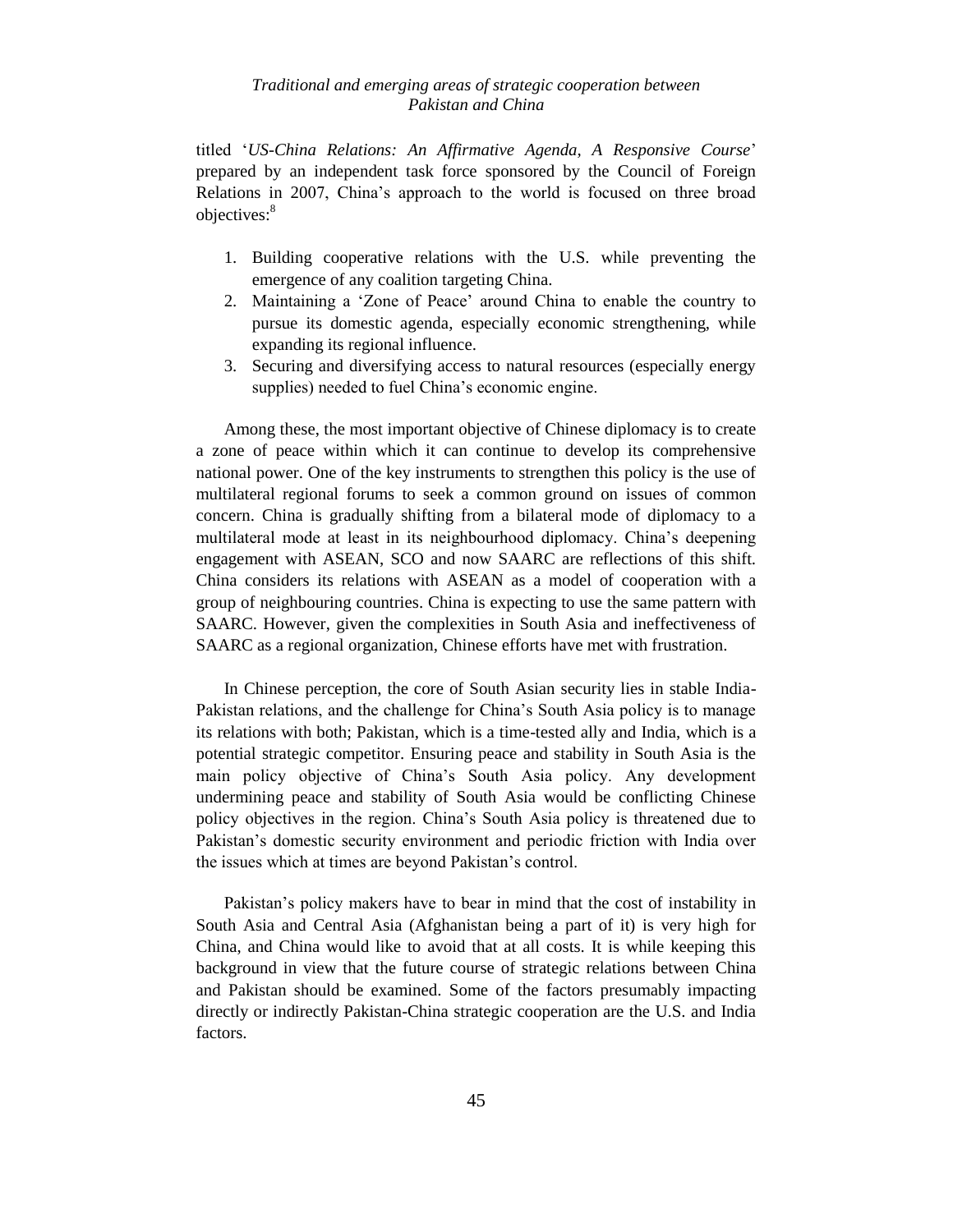titled '*US-China Relations: An Affirmative Agenda, A Responsive Course*' prepared by an independent task force sponsored by the Council of Foreign Relations in 2007, China's approach to the world is focused on three broad objectives:[8]

1. Building cooperative relations with the U.S. while preventing the emergence of any coalition targeting China.
2. Maintaining a 'Zone of Peace' around China to enable the country to pursue its domestic agenda, especially economic strengthening, while expanding its regional influence.
3. Securing and diversifying access to natural resources (especially energy supplies) needed to fuel China's economic engine.

Among these, the most important objective of Chinese diplomacy is to create a zone of peace within which it can continue to develop its comprehensive national power. One of the key instruments to strengthen this policy is the use of multilateral regional forums to seek a common ground on issues of common concern. China is gradually shifting from a bilateral mode of diplomacy to a multilateral mode at least in its neighbourhood diplomacy. China's deepening engagement with ASEAN, SCO and now SAARC are reflections of this shift. China considers its relations with ASEAN as a model of cooperation with a group of neighbouring countries. China is expecting to use the same pattern with SAARC. However, given the complexities in South Asia and ineffectiveness of SAARC as a regional organization, Chinese efforts have met with frustration.

In Chinese perception, the core of South Asian security lies in stable India-Pakistan relations, and the challenge for China's South Asia policy is to manage its relations with both; Pakistan, which is a time-tested ally and India, which is a potential strategic competitor. Ensuring peace and stability in South Asia is the main policy objective of China's South Asia policy. Any development undermining peace and stability of South Asia would be conflicting Chinese policy objectives in the region. China's South Asia policy is threatened due to Pakistan's domestic security environment and periodic friction with India over the issues which at times are beyond Pakistan's control.

Pakistan's policy makers have to bear in mind that the cost of instability in South Asia and Central Asia (Afghanistan being a part of it) is very high for China, and China would like to avoid that at all costs. It is while keeping this background in view that the future course of strategic relations between China and Pakistan should be examined. Some of the factors presumably impacting directly or indirectly Pakistan-China strategic cooperation are the U.S. and India factors.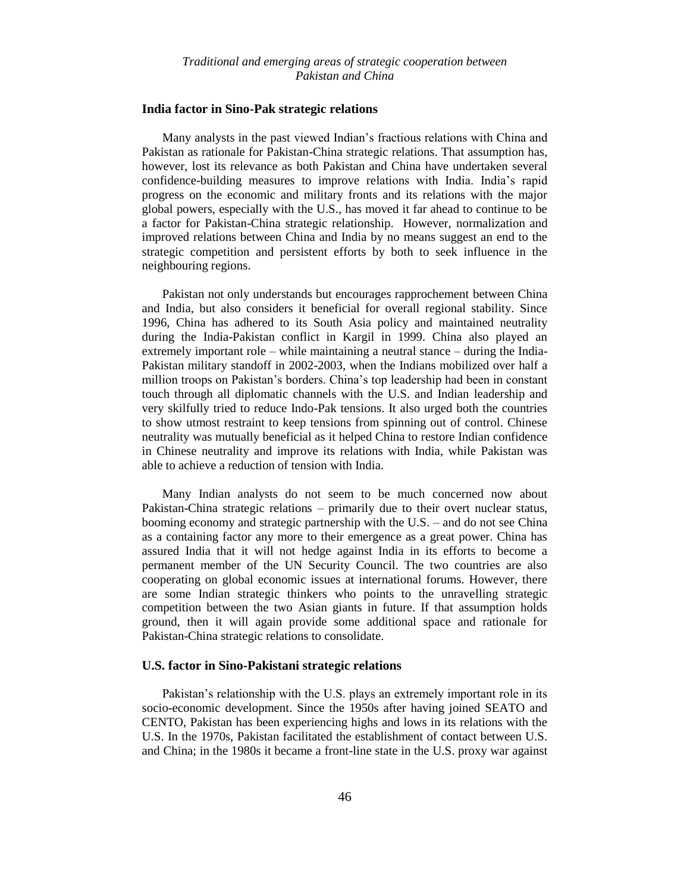## India factor in Sino-Pak strategic relations

Many analysts in the past viewed Indian's fractious relations with China and Pakistan as rationale for Pakistan-China strategic relations. That assumption has, however, lost its relevance as both Pakistan and China have undertaken several confidence-building measures to improve relations with India. India's rapid progress on the economic and military fronts and its relations with the major global powers, especially with the U.S., has moved it far ahead to continue to be a factor for Pakistan-China strategic relationship. However, normalization and improved relations between China and India by no means suggest an end to the strategic competition and persistent efforts by both to seek influence in the neighbouring regions.

Pakistan not only understands but encourages rapprochement between China and India, but also considers it beneficial for overall regional stability. Since 1996, China has adhered to its South Asia policy and maintained neutrality during the India-Pakistan conflict in Kargil in 1999. China also played an extremely important role – while maintaining a neutral stance – during the India-Pakistan military standoff in 2002-2003, when the Indians mobilized over half a million troops on Pakistan's borders. China's top leadership had been in constant touch through all diplomatic channels with the U.S. and Indian leadership and very skilfully tried to reduce Indo-Pak tensions. It also urged both the countries to show utmost restraint to keep tensions from spinning out of control. Chinese neutrality was mutually beneficial as it helped China to restore Indian confidence in Chinese neutrality and improve its relations with India, while Pakistan was able to achieve a reduction of tension with India.

Many Indian analysts do not seem to be much concerned now about Pakistan-China strategic relations – primarily due to their overt nuclear status, booming economy and strategic partnership with the U.S. – and do not see China as a containing factor any more to their emergence as a great power. China has assured India that it will not hedge against India in its efforts to become a permanent member of the UN Security Council. The two countries are also cooperating on global economic issues at international forums. However, there are some Indian strategic thinkers who points to the unravelling strategic competition between the two Asian giants in future. If that assumption holds ground, then it will again provide some additional space and rationale for Pakistan-China strategic relations to consolidate.

## U.S. factor in Sino-Pakistani strategic relations

Pakistan's relationship with the U.S. plays an extremely important role in its socio-economic development. Since the 1950s after having joined SEATO and CENTO, Pakistan has been experiencing highs and lows in its relations with the U.S. In the 1970s, Pakistan facilitated the establishment of contact between U.S. and China; in the 1980s it became a front-line state in the U.S. proxy war against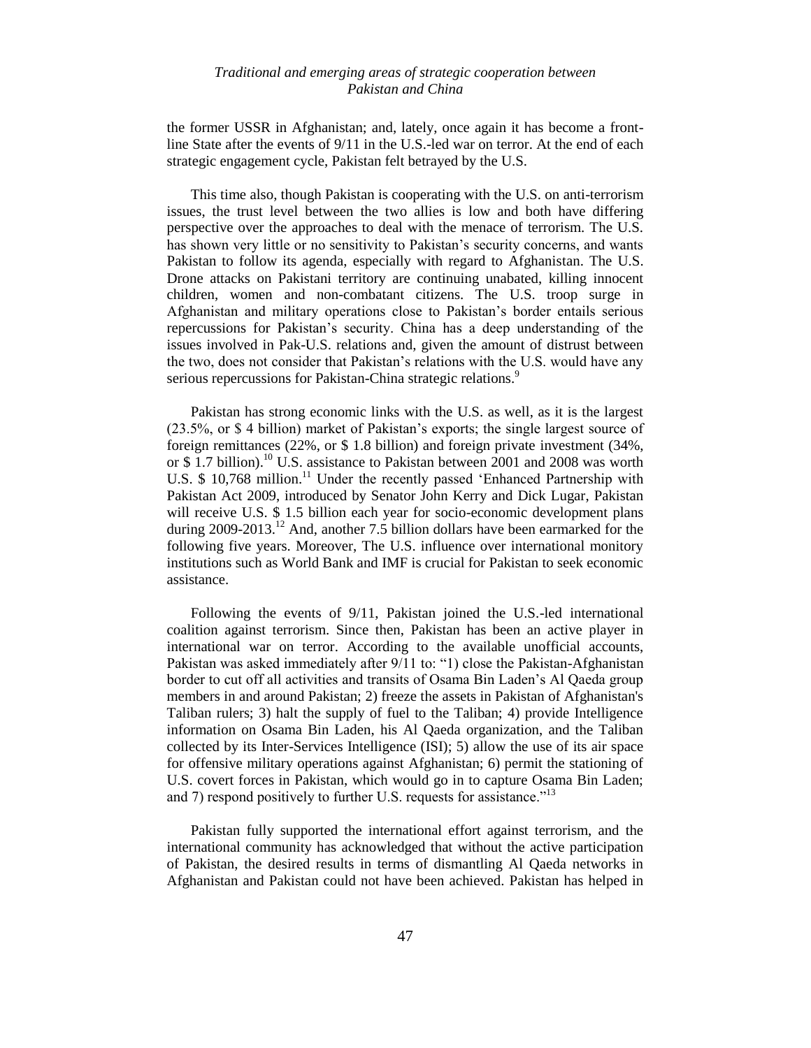the former USSR in Afghanistan; and, lately, once again it has become a front-line State after the events of 9/11 in the U.S.-led war on terror. At the end of each strategic engagement cycle, Pakistan felt betrayed by the U.S.

This time also, though Pakistan is cooperating with the U.S. on anti-terrorism issues, the trust level between the two allies is low and both have differing perspective over the approaches to deal with the menace of terrorism. The U.S. has shown very little or no sensitivity to Pakistan's security concerns, and wants Pakistan to follow its agenda, especially with regard to Afghanistan. The U.S. Drone attacks on Pakistani territory are continuing unabated, killing innocent children, women and non-combatant citizens. The U.S. troop surge in Afghanistan and military operations close to Pakistan's border entails serious repercussions for Pakistan's security. China has a deep understanding of the issues involved in Pak-U.S. relations and, given the amount of distrust between the two, does not consider that Pakistan's relations with the U.S. would have any serious repercussions for Pakistan-China strategic relations.[9]

Pakistan has strong economic links with the U.S. as well, as it is the largest (23.5%, or $ 4 billion) market of Pakistan's exports; the single largest source of foreign remittances (22%, or $ 1.8 billion) and foreign private investment (34%, or $ 1.7 billion).[10] U.S. assistance to Pakistan between 2001 and 2008 was worth U.S. $ 10,768 million.[11] Under the recently passed 'Enhanced Partnership with Pakistan Act 2009, introduced by Senator John Kerry and Dick Lugar, Pakistan will receive U.S. $ 1.5 billion each year for socio-economic development plans during 2009-2013.[12] And, another 7.5 billion dollars have been earmarked for the following five years. Moreover, The U.S. influence over international monitory institutions such as World Bank and IMF is crucial for Pakistan to seek economic assistance.

Following the events of 9/11, Pakistan joined the U.S.-led international coalition against terrorism. Since then, Pakistan has been an active player in international war on terror. According to the available unofficial accounts, Pakistan was asked immediately after 9/11 to: "1) close the Pakistan-Afghanistan border to cut off all activities and transits of Osama Bin Laden's Al Qaeda group members in and around Pakistan; 2) freeze the assets in Pakistan of Afghanistan's Taliban rulers; 3) halt the supply of fuel to the Taliban; 4) provide Intelligence information on Osama Bin Laden, his Al Qaeda organization, and the Taliban collected by its Inter-Services Intelligence (ISI); 5) allow the use of its air space for offensive military operations against Afghanistan; 6) permit the stationing of U.S. covert forces in Pakistan, which would go in to capture Osama Bin Laden; and 7) respond positively to further U.S. requests for assistance."[13]

Pakistan fully supported the international effort against terrorism, and the international community has acknowledged that without the active participation of Pakistan, the desired results in terms of dismantling Al Qaeda networks in Afghanistan and Pakistan could not have been achieved. Pakistan has helped in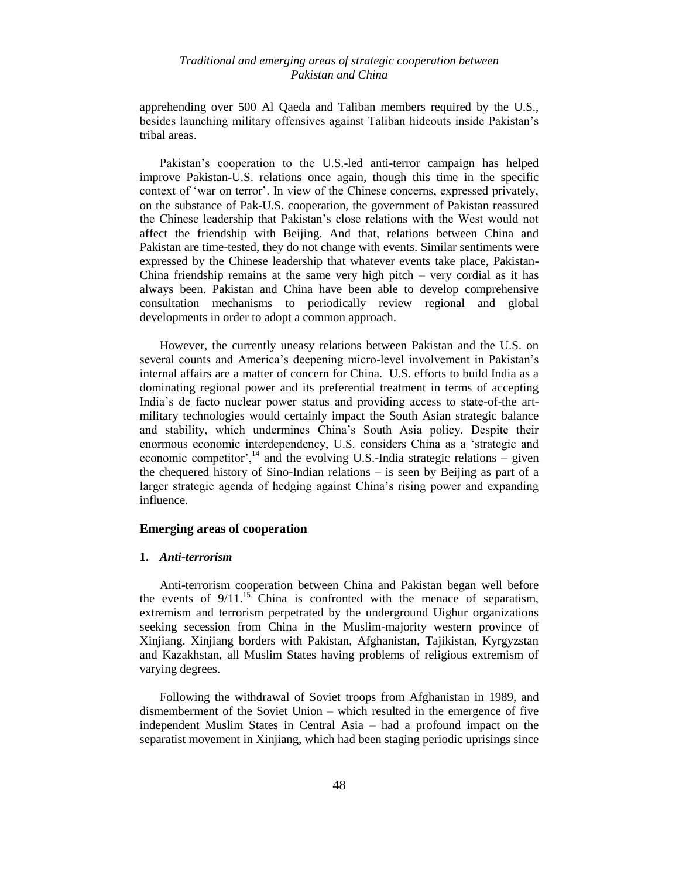apprehending over 500 Al Qaeda and Taliban members required by the U.S., besides launching military offensives against Taliban hideouts inside Pakistan's tribal areas.

Pakistan's cooperation to the U.S.-led anti-terror campaign has helped improve Pakistan-U.S. relations once again, though this time in the specific context of 'war on terror'. In view of the Chinese concerns, expressed privately, on the substance of Pak-U.S. cooperation, the government of Pakistan reassured the Chinese leadership that Pakistan's close relations with the West would not affect the friendship with Beijing. And that, relations between China and Pakistan are time-tested, they do not change with events. Similar sentiments were expressed by the Chinese leadership that whatever events take place, Pakistan-China friendship remains at the same very high pitch – very cordial as it has always been. Pakistan and China have been able to develop comprehensive consultation mechanisms to periodically review regional and global developments in order to adopt a common approach.

However, the currently uneasy relations between Pakistan and the U.S. on several counts and America's deepening micro-level involvement in Pakistan's internal affairs are a matter of concern for China. U.S. efforts to build India as a dominating regional power and its preferential treatment in terms of accepting India's de facto nuclear power status and providing access to state-of-the art-military technologies would certainly impact the South Asian strategic balance and stability, which undermines China's South Asia policy. Despite their enormous economic interdependency, U.S. considers China as a 'strategic and economic competitor',[14] and the evolving U.S.-India strategic relations – given the chequered history of Sino-Indian relations – is seen by Beijing as part of a larger strategic agenda of hedging against China's rising power and expanding influence.

## Emerging areas of cooperation

### 1. *Anti-terrorism*

Anti-terrorism cooperation between China and Pakistan began well before the events of 9/11.[15] China is confronted with the menace of separatism, extremism and terrorism perpetrated by the underground Uighur organizations seeking secession from China in the Muslim-majority western province of Xinjiang. Xinjiang borders with Pakistan, Afghanistan, Tajikistan, Kyrgyzstan and Kazakhstan, all Muslim States having problems of religious extremism of varying degrees.

Following the withdrawal of Soviet troops from Afghanistan in 1989, and dismemberment of the Soviet Union – which resulted in the emergence of five independent Muslim States in Central Asia – had a profound impact on the separatist movement in Xinjiang, which had been staging periodic uprisings since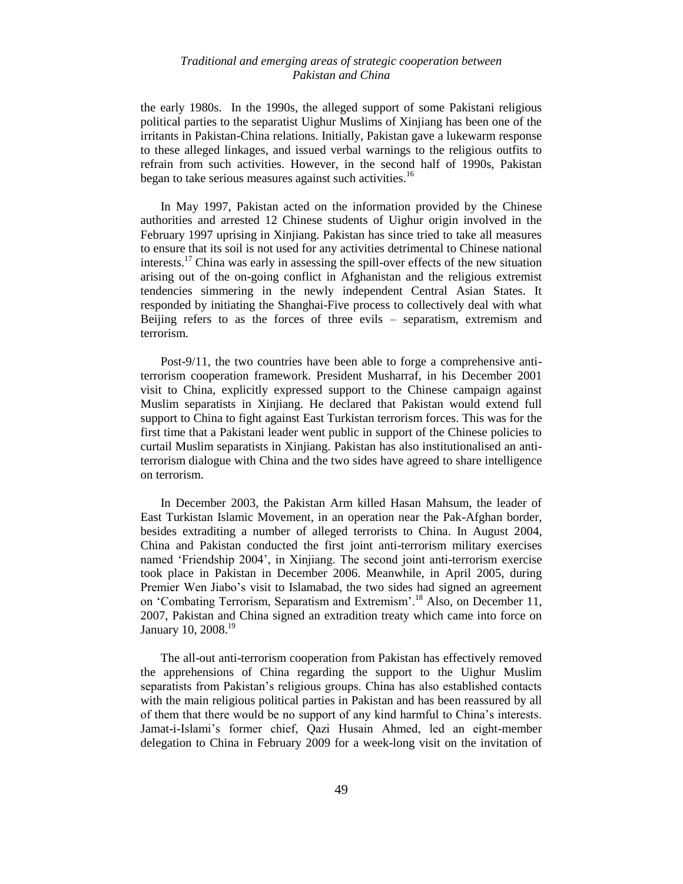the early 1980s. In the 1990s, the alleged support of some Pakistani religious political parties to the separatist Uighur Muslims of Xinjiang has been one of the irritants in Pakistan-China relations. Initially, Pakistan gave a lukewarm response to these alleged linkages, and issued verbal warnings to the religious outfits to refrain from such activities. However, in the second half of 1990s, Pakistan began to take serious measures against such activities.[16]

In May 1997, Pakistan acted on the information provided by the Chinese authorities and arrested 12 Chinese students of Uighur origin involved in the February 1997 uprising in Xinjiang. Pakistan has since tried to take all measures to ensure that its soil is not used for any activities detrimental to Chinese national interests.[17] China was early in assessing the spill-over effects of the new situation arising out of the on-going conflict in Afghanistan and the religious extremist tendencies simmering in the newly independent Central Asian States. It responded by initiating the Shanghai-Five process to collectively deal with what Beijing refers to as the forces of three evils – separatism, extremism and terrorism.

Post-9/11, the two countries have been able to forge a comprehensive anti-terrorism cooperation framework. President Musharraf, in his December 2001 visit to China, explicitly expressed support to the Chinese campaign against Muslim separatists in Xinjiang. He declared that Pakistan would extend full support to China to fight against East Turkistan terrorism forces. This was for the first time that a Pakistani leader went public in support of the Chinese policies to curtail Muslim separatists in Xinjiang. Pakistan has also institutionalised an anti-terrorism dialogue with China and the two sides have agreed to share intelligence on terrorism.

In December 2003, the Pakistan Arm killed Hasan Mahsum, the leader of East Turkistan Islamic Movement, in an operation near the Pak-Afghan border, besides extraditing a number of alleged terrorists to China. In August 2004, China and Pakistan conducted the first joint anti-terrorism military exercises named 'Friendship 2004', in Xinjiang. The second joint anti-terrorism exercise took place in Pakistan in December 2006. Meanwhile, in April 2005, during Premier Wen Jiabo's visit to Islamabad, the two sides had signed an agreement on 'Combating Terrorism, Separatism and Extremism'.[18] Also, on December 11, 2007, Pakistan and China signed an extradition treaty which came into force on January 10, 2008.[19]

The all-out anti-terrorism cooperation from Pakistan has effectively removed the apprehensions of China regarding the support to the Uighur Muslim separatists from Pakistan's religious groups. China has also established contacts with the main religious political parties in Pakistan and has been reassured by all of them that there would be no support of any kind harmful to China's interests. Jamat-i-Islami's former chief, Qazi Husain Ahmed, led an eight-member delegation to China in February 2009 for a week-long visit on the invitation of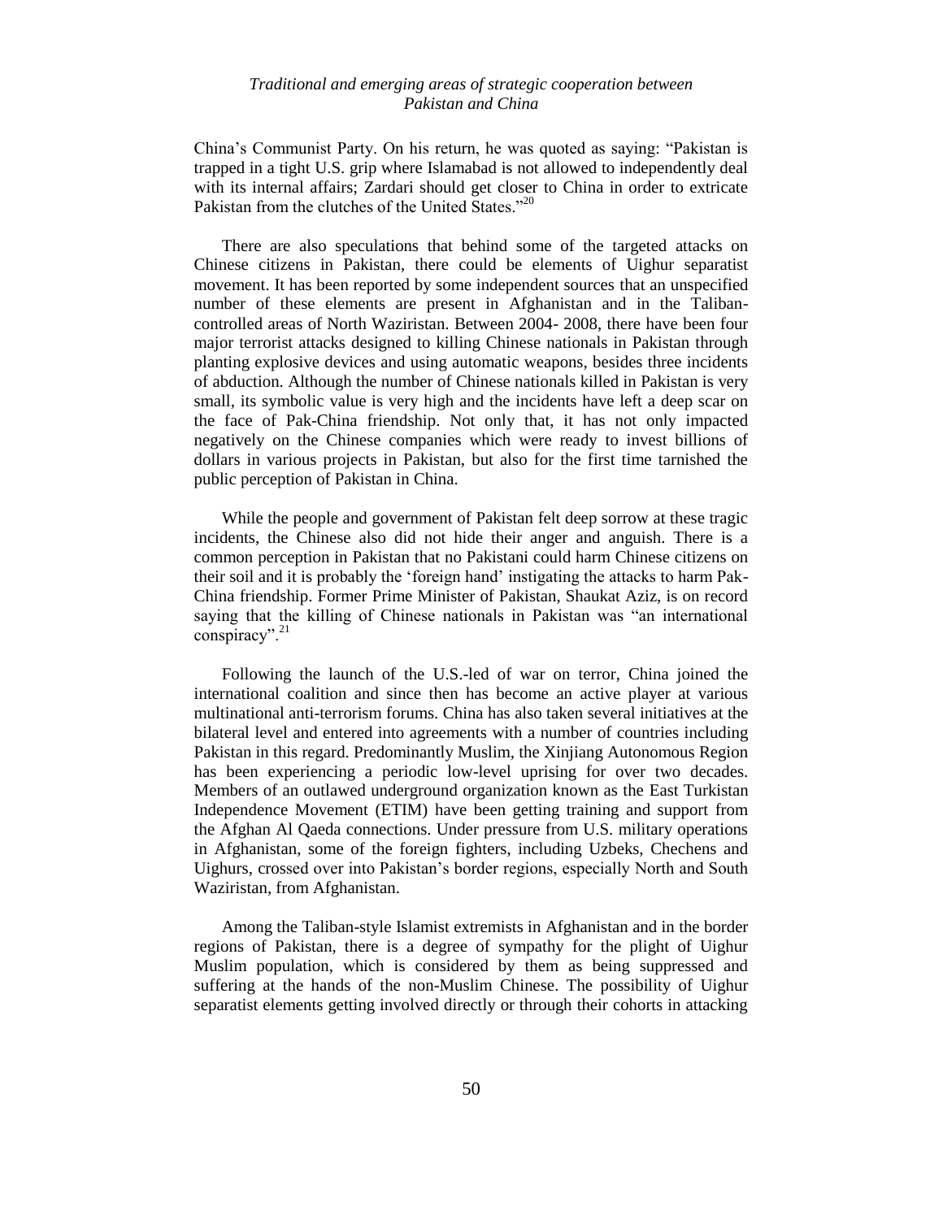China's Communist Party. On his return, he was quoted as saying: "Pakistan is trapped in a tight U.S. grip where Islamabad is not allowed to independently deal with its internal affairs; Zardari should get closer to China in order to extricate Pakistan from the clutches of the United States."[20]

There are also speculations that behind some of the targeted attacks on Chinese citizens in Pakistan, there could be elements of Uighur separatist movement. It has been reported by some independent sources that an unspecified number of these elements are present in Afghanistan and in the Taliban-controlled areas of North Waziristan. Between 2004- 2008, there have been four major terrorist attacks designed to killing Chinese nationals in Pakistan through planting explosive devices and using automatic weapons, besides three incidents of abduction. Although the number of Chinese nationals killed in Pakistan is very small, its symbolic value is very high and the incidents have left a deep scar on the face of Pak-China friendship. Not only that, it has not only impacted negatively on the Chinese companies which were ready to invest billions of dollars in various projects in Pakistan, but also for the first time tarnished the public perception of Pakistan in China.

While the people and government of Pakistan felt deep sorrow at these tragic incidents, the Chinese also did not hide their anger and anguish. There is a common perception in Pakistan that no Pakistani could harm Chinese citizens on their soil and it is probably the 'foreign hand' instigating the attacks to harm Pak-China friendship. Former Prime Minister of Pakistan, Shaukat Aziz, is on record saying that the killing of Chinese nationals in Pakistan was "an international conspiracy".[21]

Following the launch of the U.S.-led of war on terror, China joined the international coalition and since then has become an active player at various multinational anti-terrorism forums. China has also taken several initiatives at the bilateral level and entered into agreements with a number of countries including Pakistan in this regard. Predominantly Muslim, the Xinjiang Autonomous Region has been experiencing a periodic low-level uprising for over two decades. Members of an outlawed underground organization known as the East Turkistan Independence Movement (ETIM) have been getting training and support from the Afghan Al Qaeda connections. Under pressure from U.S. military operations in Afghanistan, some of the foreign fighters, including Uzbeks, Chechens and Uighurs, crossed over into Pakistan's border regions, especially North and South Waziristan, from Afghanistan.

Among the Taliban-style Islamist extremists in Afghanistan and in the border regions of Pakistan, there is a degree of sympathy for the plight of Uighur Muslim population, which is considered by them as being suppressed and suffering at the hands of the non-Muslim Chinese. The possibility of Uighur separatist elements getting involved directly or through their cohorts in attacking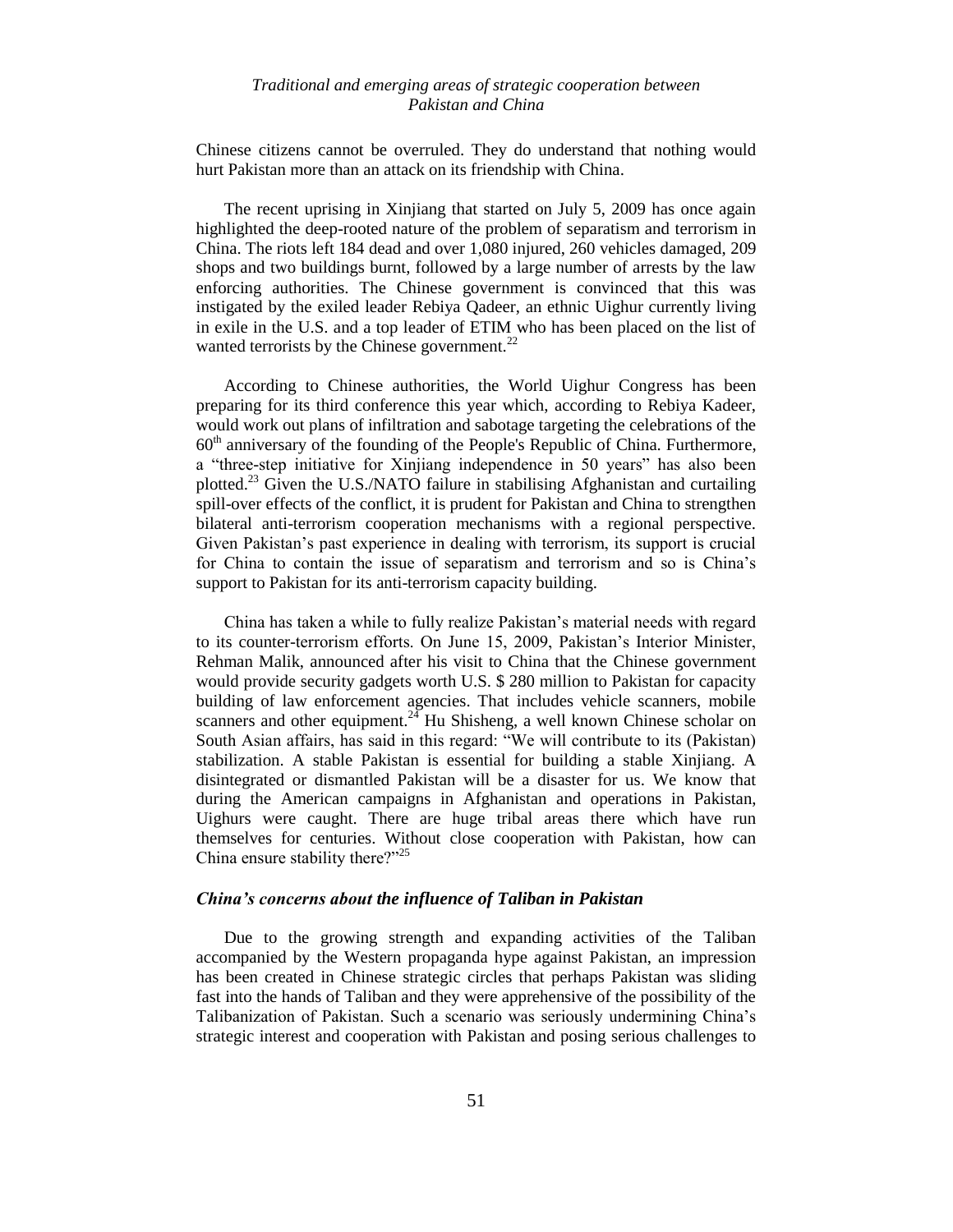Chinese citizens cannot be overruled. They do understand that nothing would hurt Pakistan more than an attack on its friendship with China.

The recent uprising in Xinjiang that started on July 5, 2009 has once again highlighted the deep-rooted nature of the problem of separatism and terrorism in China. The riots left 184 dead and over 1,080 injured, 260 vehicles damaged, 209 shops and two buildings burnt, followed by a large number of arrests by the law enforcing authorities. The Chinese government is convinced that this was instigated by the exiled leader Rebiya Qadeer, an ethnic Uighur currently living in exile in the U.S. and a top leader of ETIM who has been placed on the list of wanted terrorists by the Chinese government.[22]

According to Chinese authorities, the World Uighur Congress has been preparing for its third conference this year which, according to Rebiya Kadeer, would work out plans of infiltration and sabotage targeting the celebrations of the 60th anniversary of the founding of the People's Republic of China. Furthermore, a "three-step initiative for Xinjiang independence in 50 years" has also been plotted.[23] Given the U.S./NATO failure in stabilising Afghanistan and curtailing spill-over effects of the conflict, it is prudent for Pakistan and China to strengthen bilateral anti-terrorism cooperation mechanisms with a regional perspective. Given Pakistan's past experience in dealing with terrorism, its support is crucial for China to contain the issue of separatism and terrorism and so is China's support to Pakistan for its anti-terrorism capacity building.

China has taken a while to fully realize Pakistan's material needs with regard to its counter-terrorism efforts. On June 15, 2009, Pakistan's Interior Minister, Rehman Malik, announced after his visit to China that the Chinese government would provide security gadgets worth U.S. $ 280 million to Pakistan for capacity building of law enforcement agencies. That includes vehicle scanners, mobile scanners and other equipment.[24] Hu Shisheng, a well known Chinese scholar on South Asian affairs, has said in this regard: "We will contribute to its (Pakistan) stabilization. A stable Pakistan is essential for building a stable Xinjiang. A disintegrated or dismantled Pakistan will be a disaster for us. We know that during the American campaigns in Afghanistan and operations in Pakistan, Uighurs were caught. There are huge tribal areas there which have run themselves for centuries. Without close cooperation with Pakistan, how can China ensure stability there?"[25]

### *China's concerns about the influence of Taliban in Pakistan*

Due to the growing strength and expanding activities of the Taliban accompanied by the Western propaganda hype against Pakistan, an impression has been created in Chinese strategic circles that perhaps Pakistan was sliding fast into the hands of Taliban and they were apprehensive of the possibility of the Talibanization of Pakistan. Such a scenario was seriously undermining China's strategic interest and cooperation with Pakistan and posing serious challenges to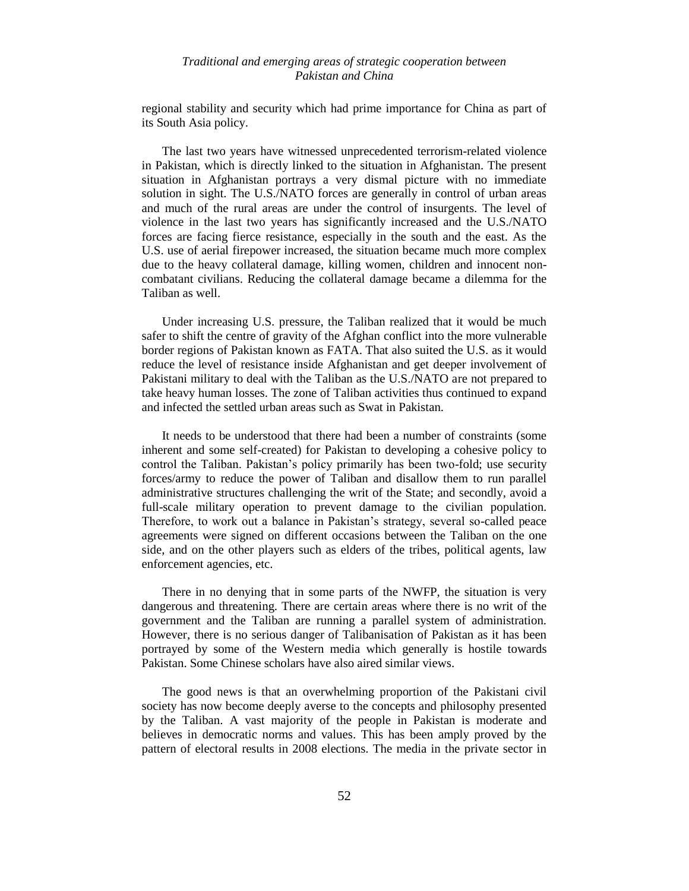regional stability and security which had prime importance for China as part of its South Asia policy.

The last two years have witnessed unprecedented terrorism-related violence in Pakistan, which is directly linked to the situation in Afghanistan. The present situation in Afghanistan portrays a very dismal picture with no immediate solution in sight. The U.S./NATO forces are generally in control of urban areas and much of the rural areas are under the control of insurgents. The level of violence in the last two years has significantly increased and the U.S./NATO forces are facing fierce resistance, especially in the south and the east. As the U.S. use of aerial firepower increased, the situation became much more complex due to the heavy collateral damage, killing women, children and innocent non-combatant civilians. Reducing the collateral damage became a dilemma for the Taliban as well.

Under increasing U.S. pressure, the Taliban realized that it would be much safer to shift the centre of gravity of the Afghan conflict into the more vulnerable border regions of Pakistan known as FATA. That also suited the U.S. as it would reduce the level of resistance inside Afghanistan and get deeper involvement of Pakistani military to deal with the Taliban as the U.S./NATO are not prepared to take heavy human losses. The zone of Taliban activities thus continued to expand and infected the settled urban areas such as Swat in Pakistan.

It needs to be understood that there had been a number of constraints (some inherent and some self-created) for Pakistan to developing a cohesive policy to control the Taliban. Pakistan's policy primarily has been two-fold; use security forces/army to reduce the power of Taliban and disallow them to run parallel administrative structures challenging the writ of the State; and secondly, avoid a full-scale military operation to prevent damage to the civilian population. Therefore, to work out a balance in Pakistan's strategy, several so-called peace agreements were signed on different occasions between the Taliban on the one side, and on the other players such as elders of the tribes, political agents, law enforcement agencies, etc.

There in no denying that in some parts of the NWFP, the situation is very dangerous and threatening. There are certain areas where there is no writ of the government and the Taliban are running a parallel system of administration. However, there is no serious danger of Talibanisation of Pakistan as it has been portrayed by some of the Western media which generally is hostile towards Pakistan. Some Chinese scholars have also aired similar views.

The good news is that an overwhelming proportion of the Pakistani civil society has now become deeply averse to the concepts and philosophy presented by the Taliban. A vast majority of the people in Pakistan is moderate and believes in democratic norms and values. This has been amply proved by the pattern of electoral results in 2008 elections. The media in the private sector in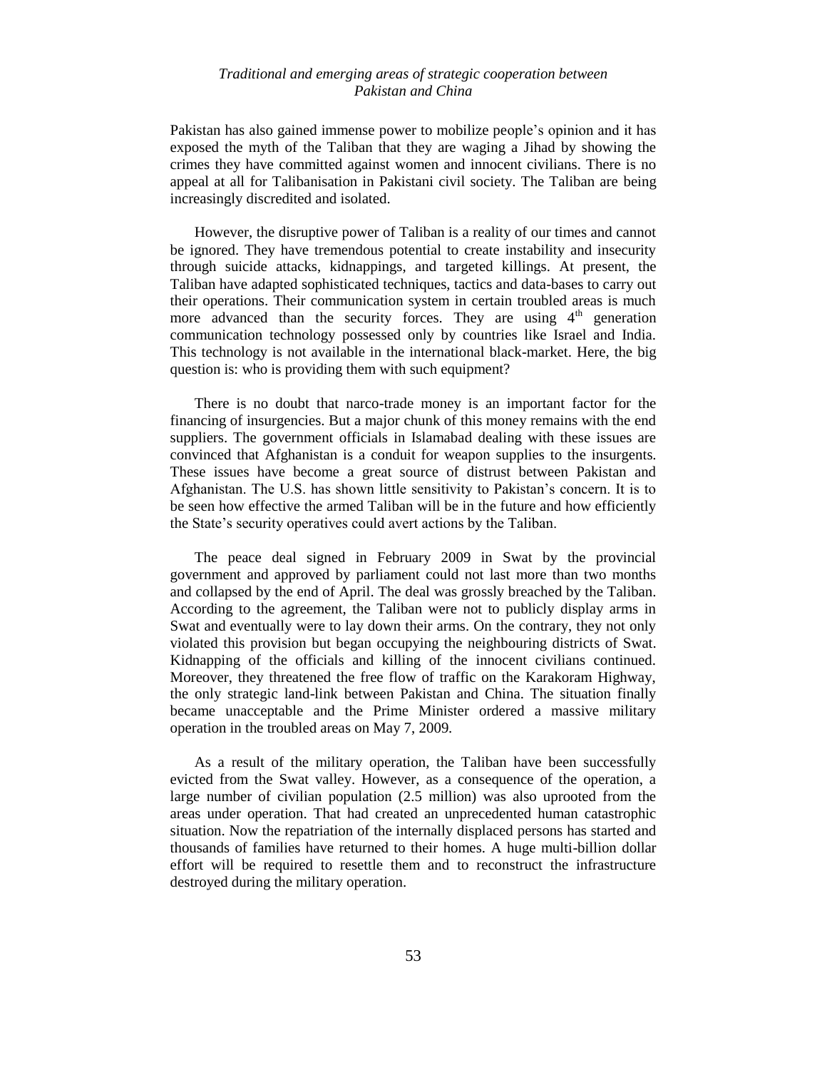Pakistan has also gained immense power to mobilize people's opinion and it has exposed the myth of the Taliban that they are waging a Jihad by showing the crimes they have committed against women and innocent civilians. There is no appeal at all for Talibanisation in Pakistani civil society. The Taliban are being increasingly discredited and isolated.

However, the disruptive power of Taliban is a reality of our times and cannot be ignored. They have tremendous potential to create instability and insecurity through suicide attacks, kidnappings, and targeted killings. At present, the Taliban have adapted sophisticated techniques, tactics and data-bases to carry out their operations. Their communication system in certain troubled areas is much more advanced than the security forces. They are using 4th generation communication technology possessed only by countries like Israel and India. This technology is not available in the international black-market. Here, the big question is: who is providing them with such equipment?

There is no doubt that narco-trade money is an important factor for the financing of insurgencies. But a major chunk of this money remains with the end suppliers. The government officials in Islamabad dealing with these issues are convinced that Afghanistan is a conduit for weapon supplies to the insurgents. These issues have become a great source of distrust between Pakistan and Afghanistan. The U.S. has shown little sensitivity to Pakistan's concern. It is to be seen how effective the armed Taliban will be in the future and how efficiently the State's security operatives could avert actions by the Taliban.

The peace deal signed in February 2009 in Swat by the provincial government and approved by parliament could not last more than two months and collapsed by the end of April. The deal was grossly breached by the Taliban. According to the agreement, the Taliban were not to publicly display arms in Swat and eventually were to lay down their arms. On the contrary, they not only violated this provision but began occupying the neighbouring districts of Swat. Kidnapping of the officials and killing of the innocent civilians continued. Moreover, they threatened the free flow of traffic on the Karakoram Highway, the only strategic land-link between Pakistan and China. The situation finally became unacceptable and the Prime Minister ordered a massive military operation in the troubled areas on May 7, 2009.

As a result of the military operation, the Taliban have been successfully evicted from the Swat valley. However, as a consequence of the operation, a large number of civilian population (2.5 million) was also uprooted from the areas under operation. That had created an unprecedented human catastrophic situation. Now the repatriation of the internally displaced persons has started and thousands of families have returned to their homes. A huge multi-billion dollar effort will be required to resettle them and to reconstruct the infrastructure destroyed during the military operation.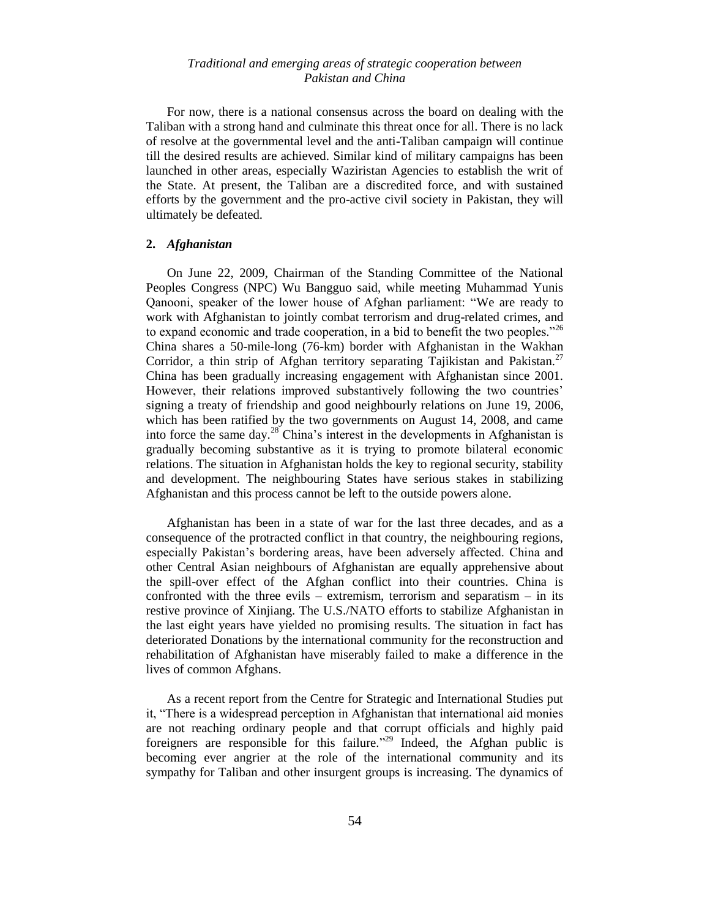For now, there is a national consensus across the board on dealing with the Taliban with a strong hand and culminate this threat once for all. There is no lack of resolve at the governmental level and the anti-Taliban campaign will continue till the desired results are achieved. Similar kind of military campaigns has been launched in other areas, especially Waziristan Agencies to establish the writ of the State. At present, the Taliban are a discredited force, and with sustained efforts by the government and the pro-active civil society in Pakistan, they will ultimately be defeated.

### 2. *Afghanistan*

On June 22, 2009, Chairman of the Standing Committee of the National Peoples Congress (NPC) Wu Bangguo said, while meeting Muhammad Yunis Qanooni, speaker of the lower house of Afghan parliament: "We are ready to work with Afghanistan to jointly combat terrorism and drug-related crimes, and to expand economic and trade cooperation, in a bid to benefit the two peoples."[26] China shares a 50-mile-long (76-km) border with Afghanistan in the Wakhan Corridor, a thin strip of Afghan territory separating Tajikistan and Pakistan.[27] China has been gradually increasing engagement with Afghanistan since 2001. However, their relations improved substantively following the two countries' signing a treaty of friendship and good neighbourly relations on June 19, 2006, which has been ratified by the two governments on August 14, 2008, and came into force the same day.[28] China's interest in the developments in Afghanistan is gradually becoming substantive as it is trying to promote bilateral economic relations. The situation in Afghanistan holds the key to regional security, stability and development. The neighbouring States have serious stakes in stabilizing Afghanistan and this process cannot be left to the outside powers alone.

Afghanistan has been in a state of war for the last three decades, and as a consequence of the protracted conflict in that country, the neighbouring regions, especially Pakistan's bordering areas, have been adversely affected. China and other Central Asian neighbours of Afghanistan are equally apprehensive about the spill-over effect of the Afghan conflict into their countries. China is confronted with the three evils – extremism, terrorism and separatism – in its restive province of Xinjiang. The U.S./NATO efforts to stabilize Afghanistan in the last eight years have yielded no promising results. The situation in fact has deteriorated Donations by the international community for the reconstruction and rehabilitation of Afghanistan have miserably failed to make a difference in the lives of common Afghans.

As a recent report from the Centre for Strategic and International Studies put it, "There is a widespread perception in Afghanistan that international aid monies are not reaching ordinary people and that corrupt officials and highly paid foreigners are responsible for this failure."[29] Indeed, the Afghan public is becoming ever angrier at the role of the international community and its sympathy for Taliban and other insurgent groups is increasing. The dynamics of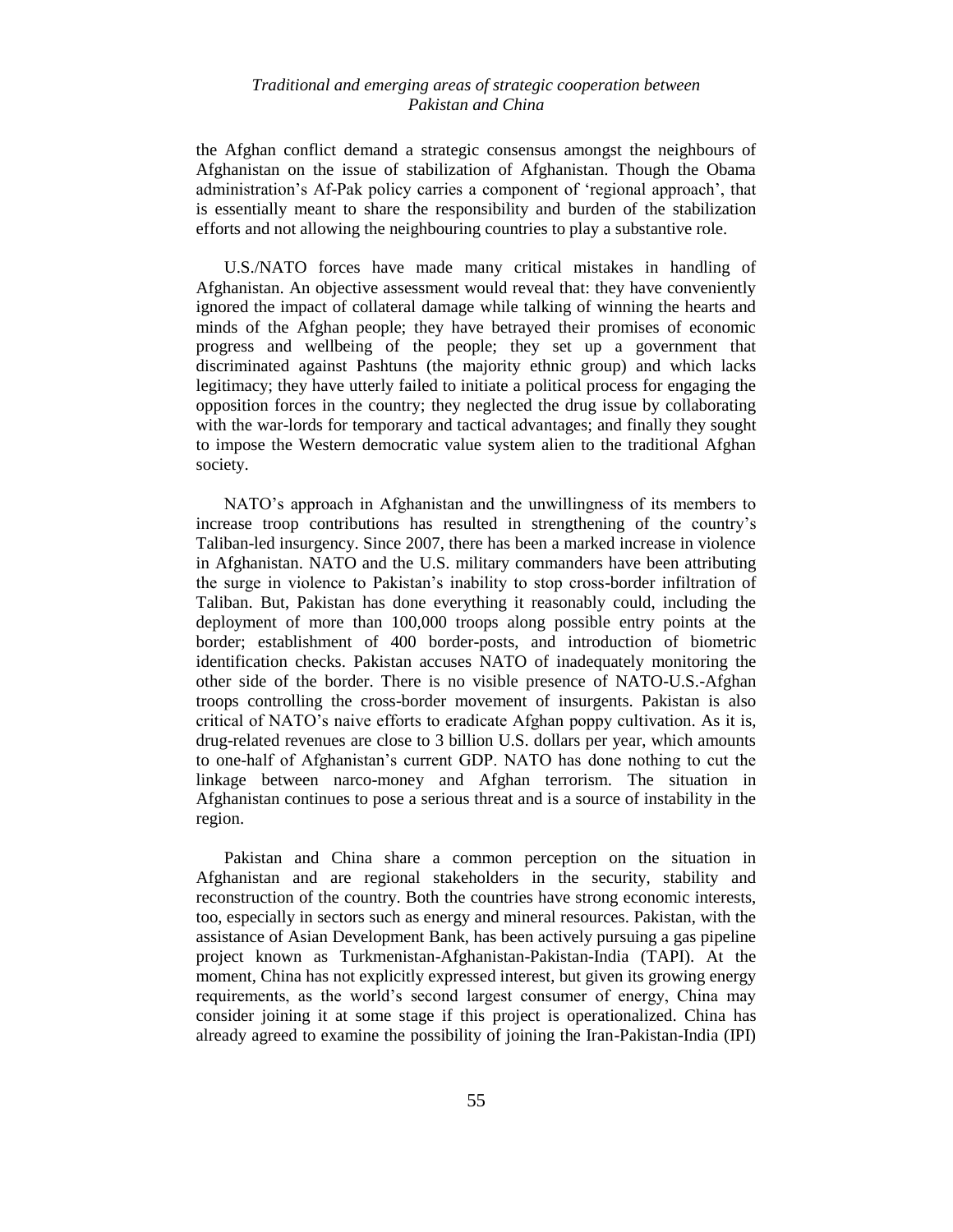the Afghan conflict demand a strategic consensus amongst the neighbours of Afghanistan on the issue of stabilization of Afghanistan. Though the Obama administration's Af-Pak policy carries a component of 'regional approach', that is essentially meant to share the responsibility and burden of the stabilization efforts and not allowing the neighbouring countries to play a substantive role.

U.S./NATO forces have made many critical mistakes in handling of Afghanistan. An objective assessment would reveal that: they have conveniently ignored the impact of collateral damage while talking of winning the hearts and minds of the Afghan people; they have betrayed their promises of economic progress and wellbeing of the people; they set up a government that discriminated against Pashtuns (the majority ethnic group) and which lacks legitimacy; they have utterly failed to initiate a political process for engaging the opposition forces in the country; they neglected the drug issue by collaborating with the war-lords for temporary and tactical advantages; and finally they sought to impose the Western democratic value system alien to the traditional Afghan society.

NATO's approach in Afghanistan and the unwillingness of its members to increase troop contributions has resulted in strengthening of the country's Taliban-led insurgency. Since 2007, there has been a marked increase in violence in Afghanistan. NATO and the U.S. military commanders have been attributing the surge in violence to Pakistan's inability to stop cross-border infiltration of Taliban. But, Pakistan has done everything it reasonably could, including the deployment of more than 100,000 troops along possible entry points at the border; establishment of 400 border-posts, and introduction of biometric identification checks. Pakistan accuses NATO of inadequately monitoring the other side of the border. There is no visible presence of NATO-U.S.-Afghan troops controlling the cross-border movement of insurgents. Pakistan is also critical of NATO's naive efforts to eradicate Afghan poppy cultivation. As it is, drug-related revenues are close to 3 billion U.S. dollars per year, which amounts to one-half of Afghanistan's current GDP. NATO has done nothing to cut the linkage between narco-money and Afghan terrorism. The situation in Afghanistan continues to pose a serious threat and is a source of instability in the region.

Pakistan and China share a common perception on the situation in Afghanistan and are regional stakeholders in the security, stability and reconstruction of the country. Both the countries have strong economic interests, too, especially in sectors such as energy and mineral resources. Pakistan, with the assistance of Asian Development Bank, has been actively pursuing a gas pipeline project known as Turkmenistan-Afghanistan-Pakistan-India (TAPI). At the moment, China has not explicitly expressed interest, but given its growing energy requirements, as the world's second largest consumer of energy, China may consider joining it at some stage if this project is operationalized. China has already agreed to examine the possibility of joining the Iran-Pakistan-India (IPI)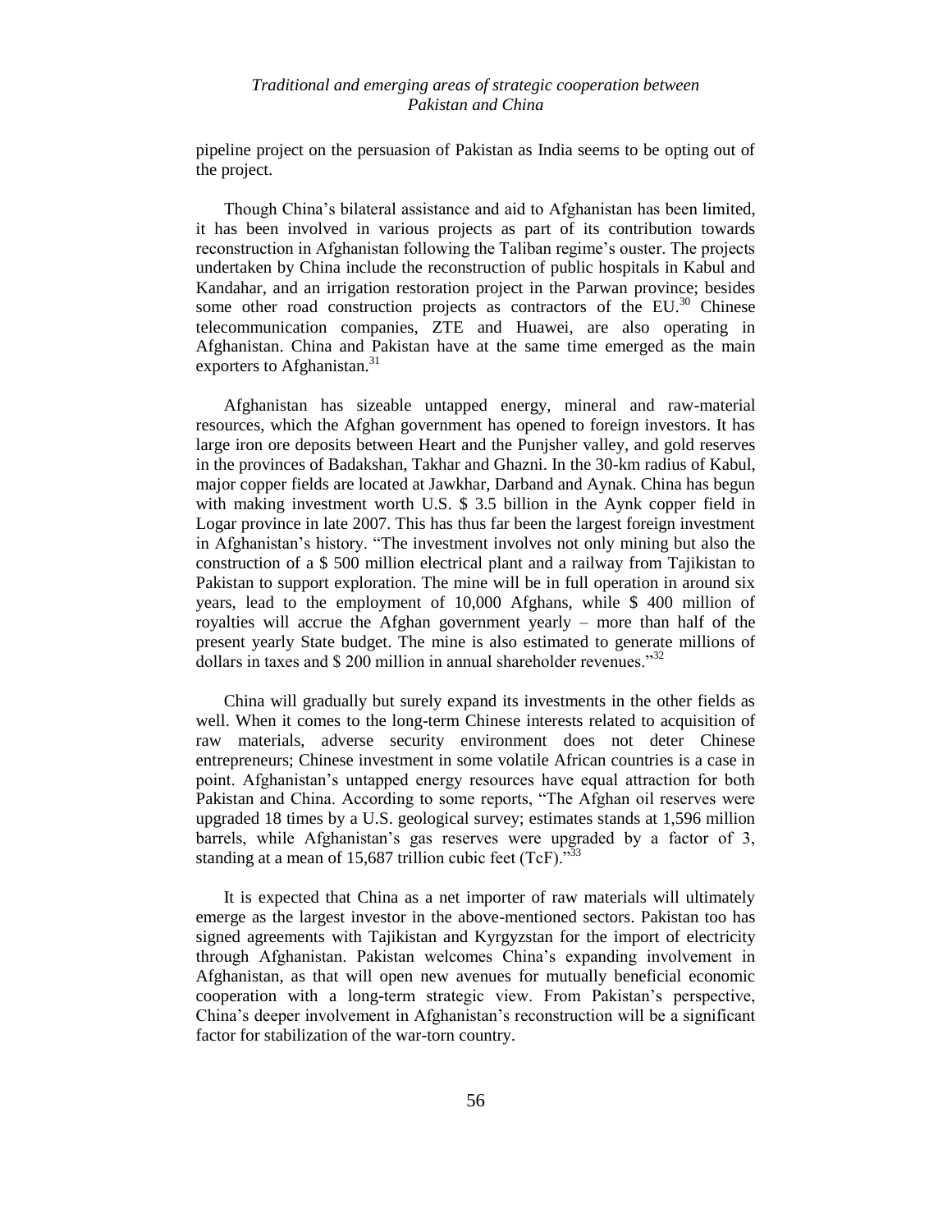pipeline project on the persuasion of Pakistan as India seems to be opting out of the project.

Though China's bilateral assistance and aid to Afghanistan has been limited, it has been involved in various projects as part of its contribution towards reconstruction in Afghanistan following the Taliban regime's ouster. The projects undertaken by China include the reconstruction of public hospitals in Kabul and Kandahar, and an irrigation restoration project in the Parwan province; besides some other road construction projects as contractors of the EU.[30] Chinese telecommunication companies, ZTE and Huawei, are also operating in Afghanistan. China and Pakistan have at the same time emerged as the main exporters to Afghanistan.[31]

Afghanistan has sizeable untapped energy, mineral and raw-material resources, which the Afghan government has opened to foreign investors. It has large iron ore deposits between Heart and the Punjsher valley, and gold reserves in the provinces of Badakshan, Takhar and Ghazni. In the 30-km radius of Kabul, major copper fields are located at Jawkhar, Darband and Aynak. China has begun with making investment worth U.S. $ 3.5 billion in the Aynk copper field in Logar province in late 2007. This has thus far been the largest foreign investment in Afghanistan's history. "The investment involves not only mining but also the construction of a $ 500 million electrical plant and a railway from Tajikistan to Pakistan to support exploration. The mine will be in full operation in around six years, lead to the employment of 10,000 Afghans, while $ 400 million of royalties will accrue the Afghan government yearly – more than half of the present yearly State budget. The mine is also estimated to generate millions of dollars in taxes and $ 200 million in annual shareholder revenues."[32]

China will gradually but surely expand its investments in the other fields as well. When it comes to the long-term Chinese interests related to acquisition of raw materials, adverse security environment does not deter Chinese entrepreneurs; Chinese investment in some volatile African countries is a case in point. Afghanistan's untapped energy resources have equal attraction for both Pakistan and China. According to some reports, "The Afghan oil reserves were upgraded 18 times by a U.S. geological survey; estimates stands at 1,596 million barrels, while Afghanistan's gas reserves were upgraded by a factor of 3, standing at a mean of 15,687 trillion cubic feet (TcF)."[33]

It is expected that China as a net importer of raw materials will ultimately emerge as the largest investor in the above-mentioned sectors. Pakistan too has signed agreements with Tajikistan and Kyrgyzstan for the import of electricity through Afghanistan. Pakistan welcomes China's expanding involvement in Afghanistan, as that will open new avenues for mutually beneficial economic cooperation with a long-term strategic view. From Pakistan's perspective, China's deeper involvement in Afghanistan's reconstruction will be a significant factor for stabilization of the war-torn country.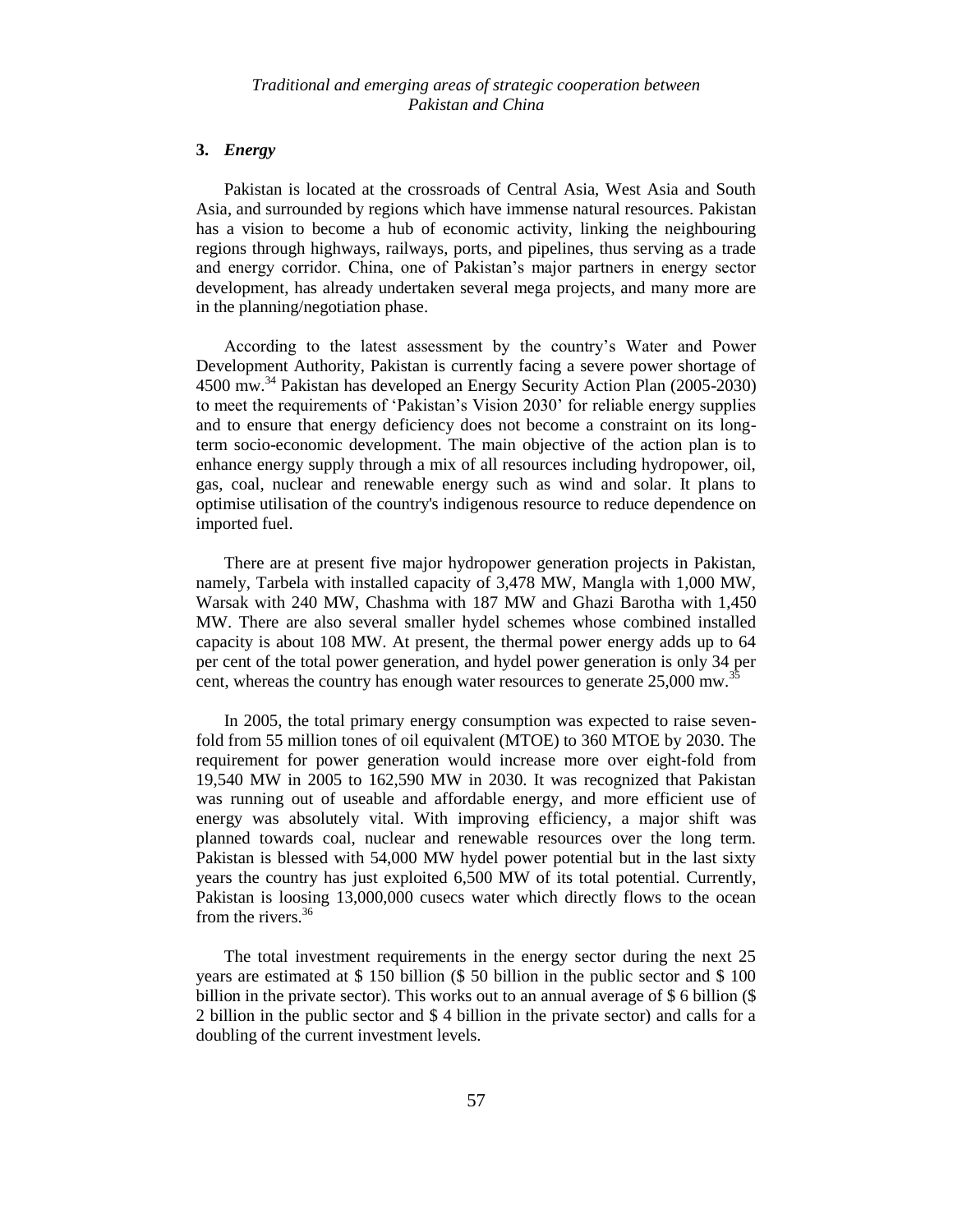### 3. *Energy*

Pakistan is located at the crossroads of Central Asia, West Asia and South Asia, and surrounded by regions which have immense natural resources. Pakistan has a vision to become a hub of economic activity, linking the neighbouring regions through highways, railways, ports, and pipelines, thus serving as a trade and energy corridor. China, one of Pakistan's major partners in energy sector development, has already undertaken several mega projects, and many more are in the planning/negotiation phase.

According to the latest assessment by the country's Water and Power Development Authority, Pakistan is currently facing a severe power shortage of 4500 mw.[34] Pakistan has developed an Energy Security Action Plan (2005-2030) to meet the requirements of 'Pakistan's Vision 2030' for reliable energy supplies and to ensure that energy deficiency does not become a constraint on its long-term socio-economic development. The main objective of the action plan is to enhance energy supply through a mix of all resources including hydropower, oil, gas, coal, nuclear and renewable energy such as wind and solar. It plans to optimise utilisation of the country's indigenous resource to reduce dependence on imported fuel.

There are at present five major hydropower generation projects in Pakistan, namely, Tarbela with installed capacity of 3,478 MW, Mangla with 1,000 MW, Warsak with 240 MW, Chashma with 187 MW and Ghazi Barotha with 1,450 MW. There are also several smaller hydel schemes whose combined installed capacity is about 108 MW. At present, the thermal power energy adds up to 64 per cent of the total power generation, and hydel power generation is only 34 per cent, whereas the country has enough water resources to generate 25,000 mw.[35]

In 2005, the total primary energy consumption was expected to raise seven-fold from 55 million tones of oil equivalent (MTOE) to 360 MTOE by 2030. The requirement for power generation would increase more over eight-fold from 19,540 MW in 2005 to 162,590 MW in 2030. It was recognized that Pakistan was running out of useable and affordable energy, and more efficient use of energy was absolutely vital. With improving efficiency, a major shift was planned towards coal, nuclear and renewable resources over the long term. Pakistan is blessed with 54,000 MW hydel power potential but in the last sixty years the country has just exploited 6,500 MW of its total potential. Currently, Pakistan is loosing 13,000,000 cusecs water which directly flows to the ocean from the rivers.[36]

The total investment requirements in the energy sector during the next 25 years are estimated at $ 150 billion ($ 50 billion in the public sector and $ 100 billion in the private sector). This works out to an annual average of $ 6 billion ($ 2 billion in the public sector and $ 4 billion in the private sector) and calls for a doubling of the current investment levels.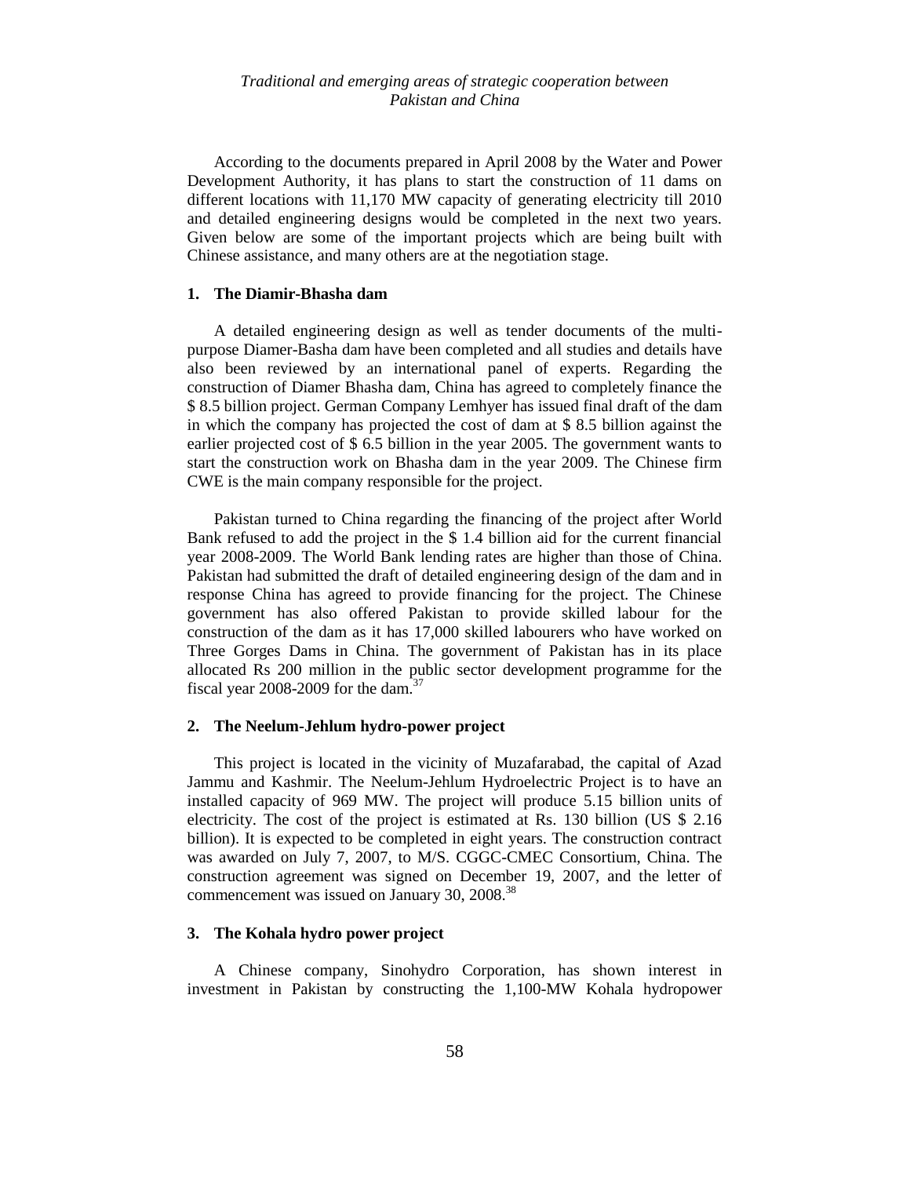According to the documents prepared in April 2008 by the Water and Power Development Authority, it has plans to start the construction of 11 dams on different locations with 11,170 MW capacity of generating electricity till 2010 and detailed engineering designs would be completed in the next two years. Given below are some of the important projects which are being built with Chinese assistance, and many others are at the negotiation stage.

### 1. The Diamir-Bhasha dam

A detailed engineering design as well as tender documents of the multi-purpose Diamer-Basha dam have been completed and all studies and details have also been reviewed by an international panel of experts. Regarding the construction of Diamer Bhasha dam, China has agreed to completely finance the $ 8.5 billion project. German Company Lemhyer has issued final draft of the dam in which the company has projected the cost of dam at $ 8.5 billion against the earlier projected cost of $ 6.5 billion in the year 2005. The government wants to start the construction work on Bhasha dam in the year 2009. The Chinese firm CWE is the main company responsible for the project.

Pakistan turned to China regarding the financing of the project after World Bank refused to add the project in the $ 1.4 billion aid for the current financial year 2008-2009. The World Bank lending rates are higher than those of China. Pakistan had submitted the draft of detailed engineering design of the dam and in response China has agreed to provide financing for the project. The Chinese government has also offered Pakistan to provide skilled labour for the construction of the dam as it has 17,000 skilled labourers who have worked on Three Gorges Dams in China. The government of Pakistan has in its place allocated Rs 200 million in the public sector development programme for the fiscal year 2008-2009 for the dam.[37]

### 2. The Neelum-Jehlum hydro-power project

This project is located in the vicinity of Muzafarabad, the capital of Azad Jammu and Kashmir. The Neelum-Jehlum Hydroelectric Project is to have an installed capacity of 969 MW. The project will produce 5.15 billion units of electricity. The cost of the project is estimated at Rs. 130 billion (US $ 2.16 billion). It is expected to be completed in eight years. The construction contract was awarded on July 7, 2007, to M/S. CGGC-CMEC Consortium, China. The construction agreement was signed on December 19, 2007, and the letter of commencement was issued on January 30, 2008.[38]

### 3. The Kohala hydro power project

A Chinese company, Sinohydro Corporation, has shown interest in investment in Pakistan by constructing the 1,100-MW Kohala hydropower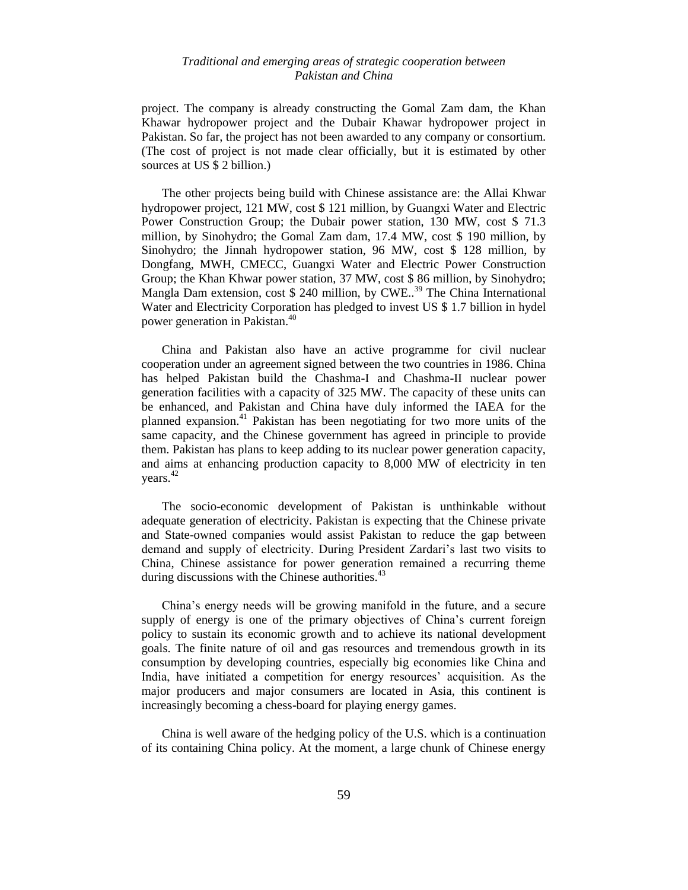project. The company is already constructing the Gomal Zam dam, the Khan Khawar hydropower project and the Dubair Khawar hydropower project in Pakistan. So far, the project has not been awarded to any company or consortium. (The cost of project is not made clear officially, but it is estimated by other sources at US $ 2 billion.)

The other projects being build with Chinese assistance are: the Allai Khwar hydropower project, 121 MW, cost $ 121 million, by Guangxi Water and Electric Power Construction Group; the Dubair power station, 130 MW, cost $ 71.3 million, by Sinohydro; the Gomal Zam dam, 17.4 MW, cost $ 190 million, by Sinohydro; the Jinnah hydropower station, 96 MW, cost $ 128 million, by Dongfang, MWH, CMECC, Guangxi Water and Electric Power Construction Group; the Khan Khwar power station, 37 MW, cost $ 86 million, by Sinohydro; Mangla Dam extension, cost $ 240 million, by CWE..[39] The China International Water and Electricity Corporation has pledged to invest US $ 1.7 billion in hydel power generation in Pakistan.[40]

China and Pakistan also have an active programme for civil nuclear cooperation under an agreement signed between the two countries in 1986. China has helped Pakistan build the Chashma-I and Chashma-II nuclear power generation facilities with a capacity of 325 MW. The capacity of these units can be enhanced, and Pakistan and China have duly informed the IAEA for the planned expansion.[41] Pakistan has been negotiating for two more units of the same capacity, and the Chinese government has agreed in principle to provide them. Pakistan has plans to keep adding to its nuclear power generation capacity, and aims at enhancing production capacity to 8,000 MW of electricity in ten years.[42]

The socio-economic development of Pakistan is unthinkable without adequate generation of electricity. Pakistan is expecting that the Chinese private and State-owned companies would assist Pakistan to reduce the gap between demand and supply of electricity. During President Zardari's last two visits to China, Chinese assistance for power generation remained a recurring theme during discussions with the Chinese authorities.[43]

China's energy needs will be growing manifold in the future, and a secure supply of energy is one of the primary objectives of China's current foreign policy to sustain its economic growth and to achieve its national development goals. The finite nature of oil and gas resources and tremendous growth in its consumption by developing countries, especially big economies like China and India, have initiated a competition for energy resources' acquisition. As the major producers and major consumers are located in Asia, this continent is increasingly becoming a chess-board for playing energy games.

China is well aware of the hedging policy of the U.S. which is a continuation of its containing China policy. At the moment, a large chunk of Chinese energy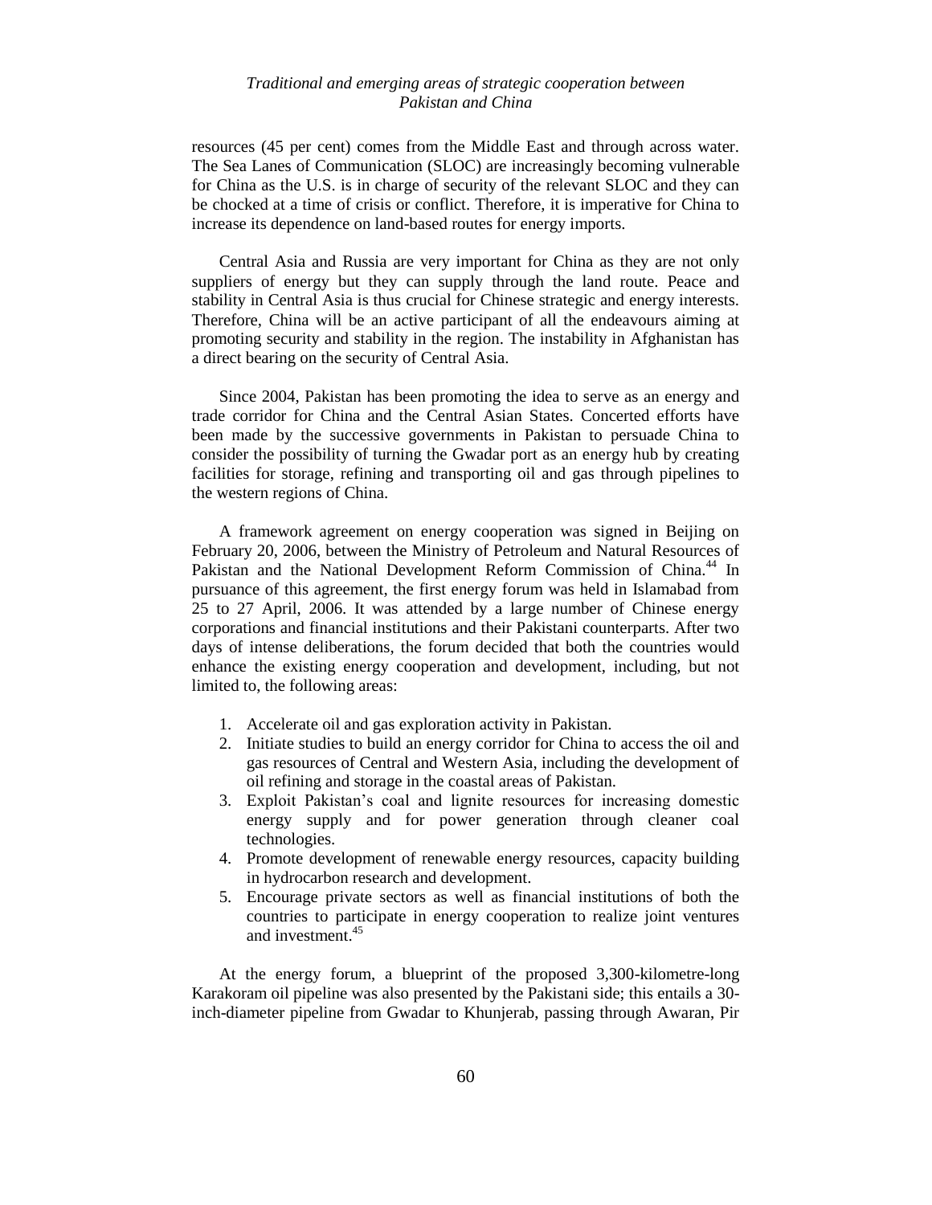resources (45 per cent) comes from the Middle East and through across water. The Sea Lanes of Communication (SLOC) are increasingly becoming vulnerable for China as the U.S. is in charge of security of the relevant SLOC and they can be chocked at a time of crisis or conflict. Therefore, it is imperative for China to increase its dependence on land-based routes for energy imports.

Central Asia and Russia are very important for China as they are not only suppliers of energy but they can supply through the land route. Peace and stability in Central Asia is thus crucial for Chinese strategic and energy interests. Therefore, China will be an active participant of all the endeavours aiming at promoting security and stability in the region. The instability in Afghanistan has a direct bearing on the security of Central Asia.

Since 2004, Pakistan has been promoting the idea to serve as an energy and trade corridor for China and the Central Asian States. Concerted efforts have been made by the successive governments in Pakistan to persuade China to consider the possibility of turning the Gwadar port as an energy hub by creating facilities for storage, refining and transporting oil and gas through pipelines to the western regions of China.

A framework agreement on energy cooperation was signed in Beijing on February 20, 2006, between the Ministry of Petroleum and Natural Resources of Pakistan and the National Development Reform Commission of China.[44] In pursuance of this agreement, the first energy forum was held in Islamabad from 25 to 27 April, 2006. It was attended by a large number of Chinese energy corporations and financial institutions and their Pakistani counterparts. After two days of intense deliberations, the forum decided that both the countries would enhance the existing energy cooperation and development, including, but not limited to, the following areas:

1. Accelerate oil and gas exploration activity in Pakistan.
2. Initiate studies to build an energy corridor for China to access the oil and gas resources of Central and Western Asia, including the development of oil refining and storage in the coastal areas of Pakistan.
3. Exploit Pakistan's coal and lignite resources for increasing domestic energy supply and for power generation through cleaner coal technologies.
4. Promote development of renewable energy resources, capacity building in hydrocarbon research and development.
5. Encourage private sectors as well as financial institutions of both the countries to participate in energy cooperation to realize joint ventures and investment.[45]

At the energy forum, a blueprint of the proposed 3,300-kilometre-long Karakoram oil pipeline was also presented by the Pakistani side; this entails a 30-inch-diameter pipeline from Gwadar to Khunjerab, passing through Awaran, Pir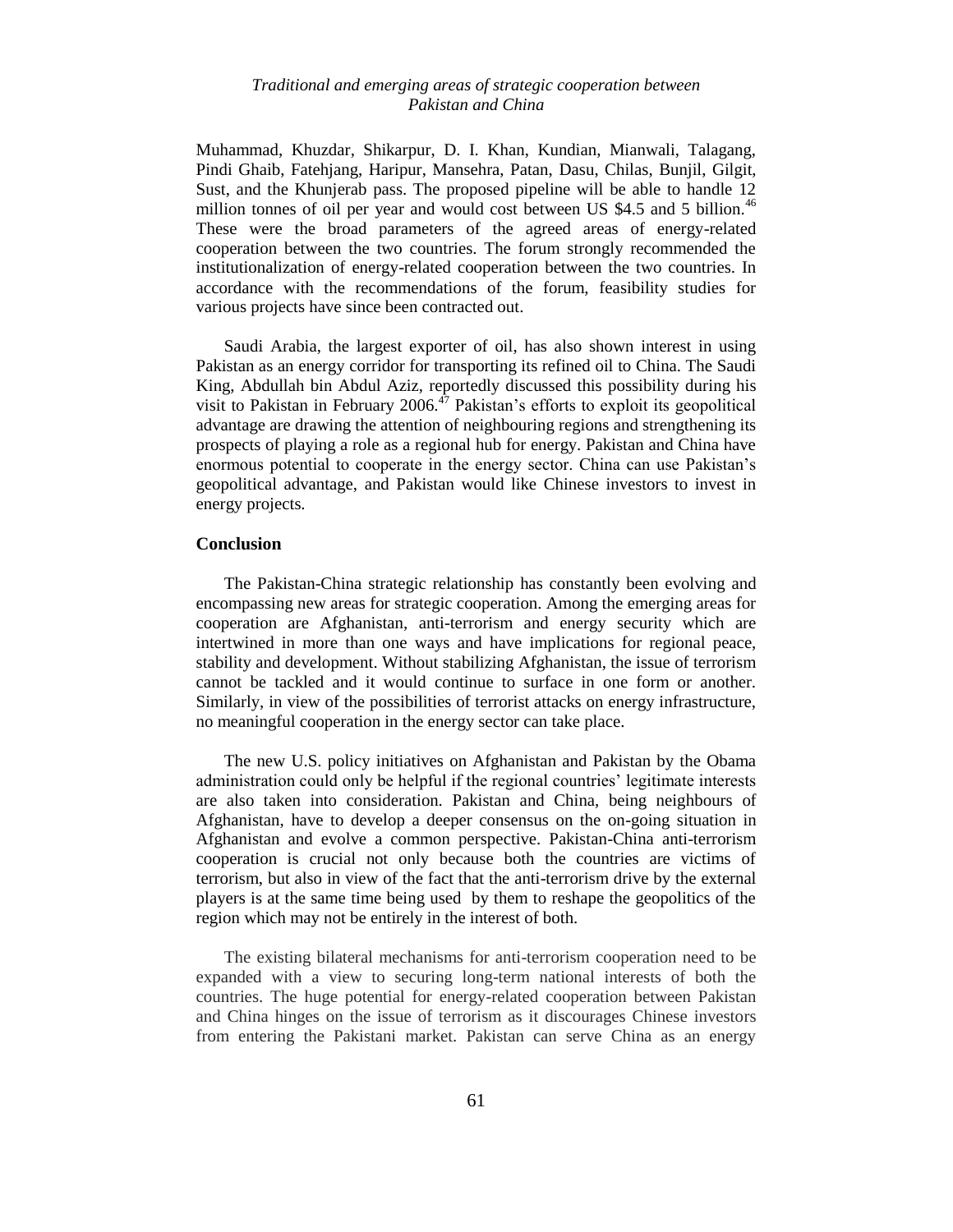Muhammad, Khuzdar, Shikarpur, D. I. Khan, Kundian, Mianwali, Talagang, Pindi Ghaib, Fatehjang, Haripur, Mansehra, Patan, Dasu, Chilas, Bunjil, Gilgit, Sust, and the Khunjerab pass. The proposed pipeline will be able to handle 12 million tonnes of oil per year and would cost between US $4.5 and 5 billion.[46] These were the broad parameters of the agreed areas of energy-related cooperation between the two countries. The forum strongly recommended the institutionalization of energy-related cooperation between the two countries. In accordance with the recommendations of the forum, feasibility studies for various projects have since been contracted out.

Saudi Arabia, the largest exporter of oil, has also shown interest in using Pakistan as an energy corridor for transporting its refined oil to China. The Saudi King, Abdullah bin Abdul Aziz, reportedly discussed this possibility during his visit to Pakistan in February 2006.[47] Pakistan's efforts to exploit its geopolitical advantage are drawing the attention of neighbouring regions and strengthening its prospects of playing a role as a regional hub for energy. Pakistan and China have enormous potential to cooperate in the energy sector. China can use Pakistan's geopolitical advantage, and Pakistan would like Chinese investors to invest in energy projects.

## Conclusion

The Pakistan-China strategic relationship has constantly been evolving and encompassing new areas for strategic cooperation. Among the emerging areas for cooperation are Afghanistan, anti-terrorism and energy security which are intertwined in more than one ways and have implications for regional peace, stability and development. Without stabilizing Afghanistan, the issue of terrorism cannot be tackled and it would continue to surface in one form or another. Similarly, in view of the possibilities of terrorist attacks on energy infrastructure, no meaningful cooperation in the energy sector can take place.

The new U.S. policy initiatives on Afghanistan and Pakistan by the Obama administration could only be helpful if the regional countries' legitimate interests are also taken into consideration. Pakistan and China, being neighbours of Afghanistan, have to develop a deeper consensus on the on-going situation in Afghanistan and evolve a common perspective. Pakistan-China anti-terrorism cooperation is crucial not only because both the countries are victims of terrorism, but also in view of the fact that the anti-terrorism drive by the external players is at the same time being used by them to reshape the geopolitics of the region which may not be entirely in the interest of both.

The existing bilateral mechanisms for anti-terrorism cooperation need to be expanded with a view to securing long-term national interests of both the countries. The huge potential for energy-related cooperation between Pakistan and China hinges on the issue of terrorism as it discourages Chinese investors from entering the Pakistani market. Pakistan can serve China as an energy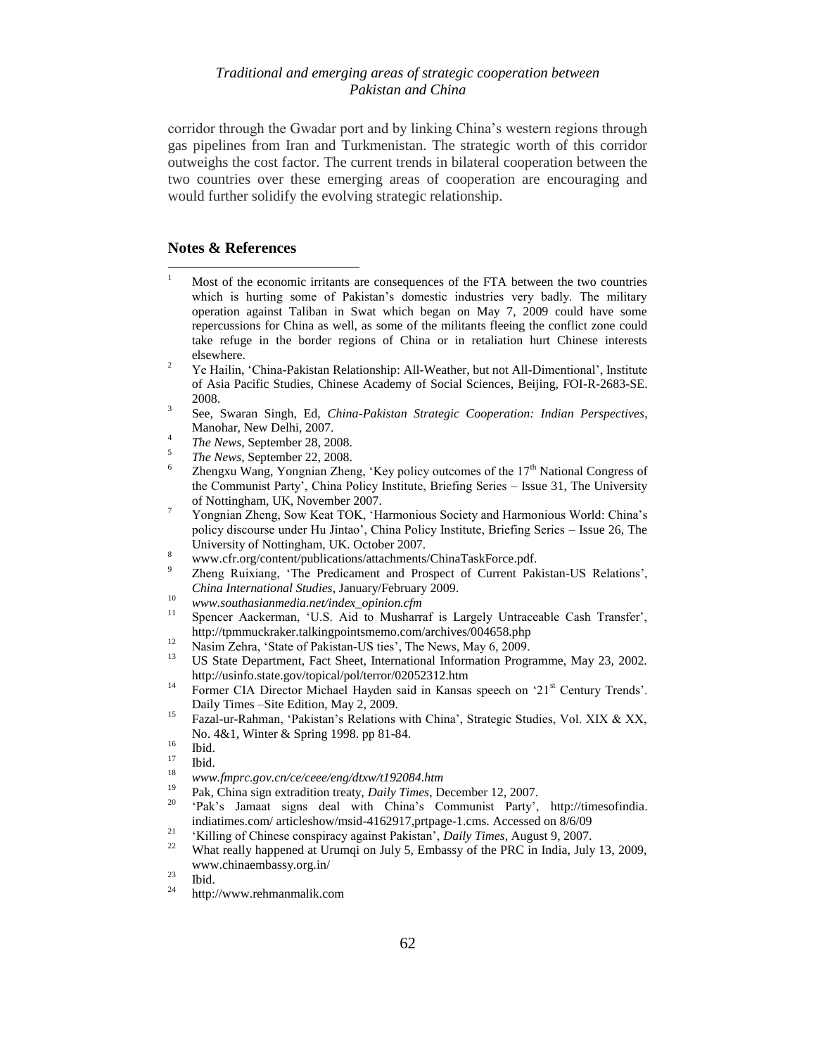corridor through the Gwadar port and by linking China's western regions through gas pipelines from Iran and Turkmenistan. The strategic worth of this corridor outweighs the cost factor. The current trends in bilateral cooperation between the two countries over these emerging areas of cooperation are encouraging and would further solidify the evolving strategic relationship.

## Notes & References

1. Most of the economic irritants are consequences of the FTA between the two countries which is hurting some of Pakistan's domestic industries very badly. The military operation against Taliban in Swat which began on May 7, 2009 could have some repercussions for China as well, as some of the militants fleeing the conflict zone could take refuge in the border regions of China or in retaliation hurt Chinese interests elsewhere.
2. Ye Hailin, 'China-Pakistan Relationship: All-Weather, but not All-Dimentional', Institute of Asia Pacific Studies, Chinese Academy of Social Sciences, Beijing, FOI-R-2683-SE. 2008.
3. See, Swaran Singh, Ed, *China-Pakistan Strategic Cooperation: Indian Perspectives*, Manohar, New Delhi, 2007.
4. *The News*, September 28, 2008.
5. *The News*, September 22, 2008.
6. Zhengxu Wang, Yongnian Zheng, 'Key policy outcomes of the 17th National Congress of the Communist Party', China Policy Institute, Briefing Series – Issue 31, The University of Nottingham, UK, November 2007.
7. Yongnian Zheng, Sow Keat TOK, 'Harmonious Society and Harmonious World: China's policy discourse under Hu Jintao', China Policy Institute, Briefing Series – Issue 26, The University of Nottingham, UK. October 2007.
8. www.cfr.org/content/publications/attachments/ChinaTaskForce.pdf.
9. Zheng Ruixiang, 'The Predicament and Prospect of Current Pakistan-US Relations', *China International Studies*, January/February 2009.
10. *www.southasianmedia.net/index_opinion.cfm*
11. Spencer Aackerman, 'U.S. Aid to Musharraf is Largely Untraceable Cash Transfer', http://tpmmuckraker.talkingpointsmemo.com/archives/004658.php
12. Nasim Zehra, 'State of Pakistan-US ties', The News, May 6, 2009.
13. US State Department, Fact Sheet, International Information Programme, May 23, 2002. http://usinfo.state.gov/topical/pol/terror/02052312.htm
14. Former CIA Director Michael Hayden said in Kansas speech on '21st Century Trends'. Daily Times –Site Edition, May 2, 2009.
15. Fazal-ur-Rahman, 'Pakistan's Relations with China', Strategic Studies, Vol. XIX & XX, No. 4&1, Winter & Spring 1998. pp 81-84.
16. Ibid.
17. Ibid.
18. *www.fmprc.gov.cn/ce/ceee/eng/dtxw/t192084.htm*
19. Pak, China sign extradition treaty, *Daily Times*, December 12, 2007.
20. 'Pak's Jamaat signs deal with China's Communist Party', http://timesofindia. indiatimes.com/ articleshow/msid-4162917,prtpage-1.cms. Accessed on 8/6/09
21. 'Killing of Chinese conspiracy against Pakistan', *Daily Times*, August 9, 2007.
22. What really happened at Urumqi on July 5, Embassy of the PRC in India, July 13, 2009, www.chinaembassy.org.in/
23. Ibid.
24. http://www.rehmanmalik.com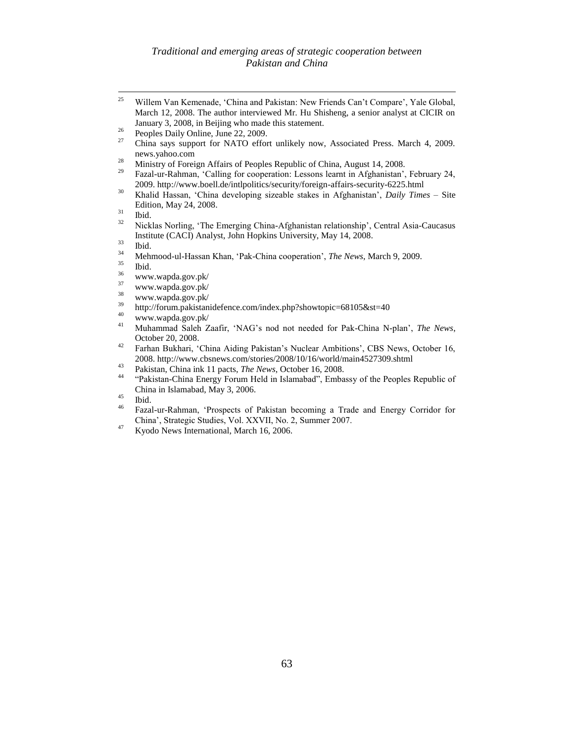[25] Willem Van Kemenade, 'China and Pakistan: New Friends Can't Compare', Yale Global, March 12, 2008. The author interviewed Mr. Hu Shisheng, a senior analyst at CICIR on January 3, 2008, in Beijing who made this statement.

[26] Peoples Daily Online, June 22, 2009.

[27] China says support for NATO effort unlikely now, Associated Press. March 4, 2009. news.yahoo.com

[28] Ministry of Foreign Affairs of Peoples Republic of China, August 14, 2008.

[29] Fazal-ur-Rahman, 'Calling for cooperation: Lessons learnt in Afghanistan', February 24, 2009. http://www.boell.de/intlpolitics/security/foreign-affairs-security-6225.html

[30] Khalid Hassan, 'China developing sizeable stakes in Afghanistan', *Daily Times* – Site Edition, May 24, 2008.

[31] Ibid.

[32] Nicklas Norling, 'The Emerging China-Afghanistan relationship', Central Asia-Caucasus Institute (CACI) Analyst, John Hopkins University, May 14, 2008.

[33] Ibid.

[34] Mehmood-ul-Hassan Khan, 'Pak-China cooperation', *The News,* March 9, 2009.

[35] Ibid.

[36] www.wapda.gov.pk/

[37] www.wapda.gov.pk/

[38] www.wapda.gov.pk/

[39] http://forum.pakistanidefence.com/index.php?showtopic=68105&st=40

[40] www.wapda.gov.pk/

[41] Muhammad Saleh Zaafir, 'NAG's nod not needed for Pak-China N-plan', *The News*, October 20, 2008.

[42] Farhan Bukhari, 'China Aiding Pakistan's Nuclear Ambitions', CBS News, October 16, 2008. http://www.cbsnews.com/stories/2008/10/16/world/main4527309.shtml

[43] Pakistan, China ink 11 pacts, *The News*, October 16, 2008.

[44] "Pakistan-China Energy Forum Held in Islamabad", Embassy of the Peoples Republic of China in Islamabad, May 3, 2006.

[45] Ibid.

[46] Fazal-ur-Rahman, 'Prospects of Pakistan becoming a Trade and Energy Corridor for China', Strategic Studies, Vol. XXVII, No. 2, Summer 2007.

[47] Kyodo News International, March 16, 2006.